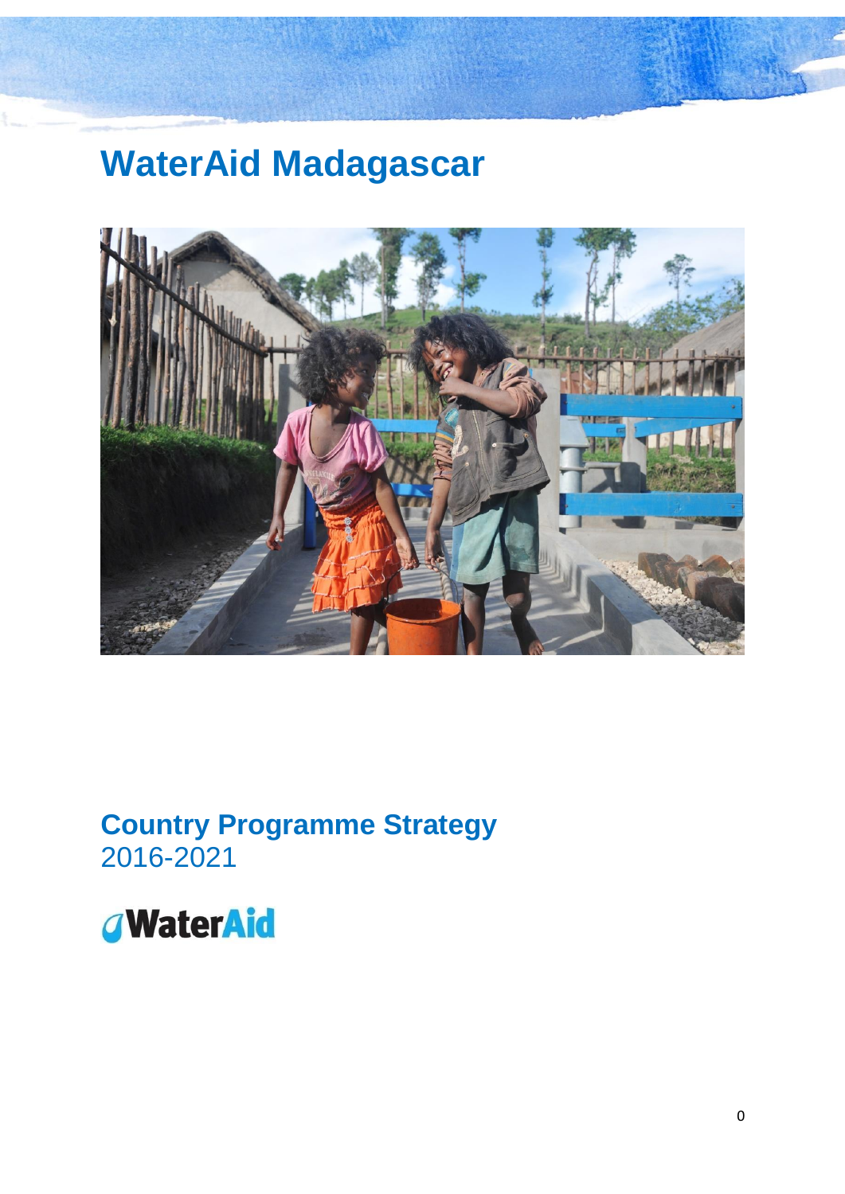# WaterAid Madagascar

## Country Programme Strategy
2016-2021

WaterAid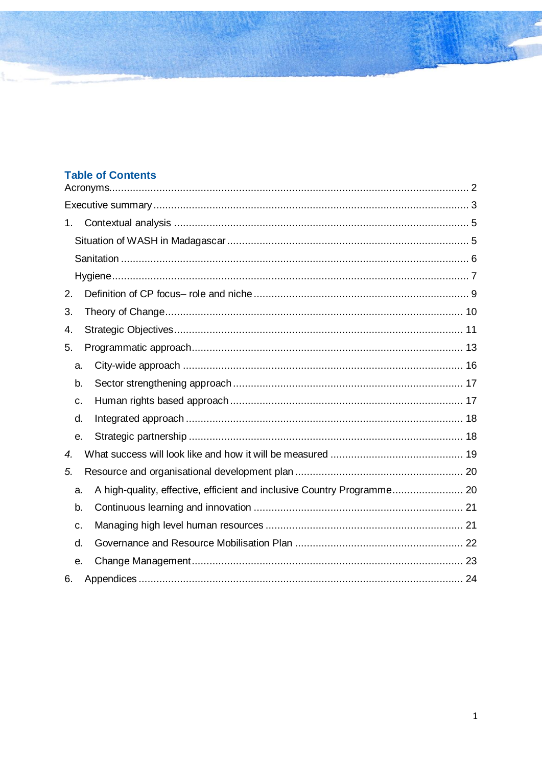## Table of Contents

Acronyms ..... 2

Executive summary ..... 3

1. Contextual analysis ..... 5
   - Situation of WASH in Madagascar ..... 5
   - Sanitation ..... 6
   - Hygiene ..... 7
2. Definition of CP focus– role and niche ..... 9
3. Theory of Change ..... 10
4. Strategic Objectives ..... 11
5. Programmatic approach ..... 13
   - a. City-wide approach ..... 16
   - b. Sector strengthening approach ..... 17
   - c. Human rights based approach ..... 17
   - d. Integrated approach ..... 18
   - e. Strategic partnership ..... 18

*4.* What success will look like and how it will be measured ..... 19

*5.* Resource and organisational development plan ..... 20
   - a. A high-quality, effective, efficient and inclusive Country Programme ..... 20
   - b. Continuous learning and innovation ..... 21
   - c. Managing high level human resources ..... 21
   - d. Governance and Resource Mobilisation Plan ..... 22
   - e. Change Management ..... 23

6. Appendices ..... 24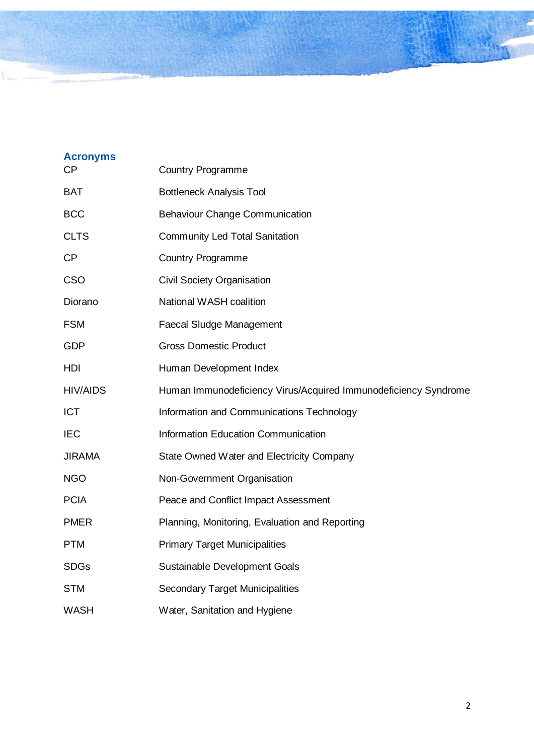## Acronyms

| | |
|---|---|
| CP | Country Programme |
| BAT | Bottleneck Analysis Tool |
| BCC | Behaviour Change Communication |
| CLTS | Community Led Total Sanitation |
| CP | Country Programme |
| CSO | Civil Society Organisation |
| Diorano | National WASH coalition |
| FSM | Faecal Sludge Management |
| GDP | Gross Domestic Product |
| HDI | Human Development Index |
| HIV/AIDS | Human Immunodeficiency Virus/Acquired Immunodeficiency Syndrome |
| ICT | Information and Communications Technology |
| IEC | Information Education Communication |
| JIRAMA | State Owned Water and Electricity Company |
| NGO | Non-Government Organisation |
| PCIA | Peace and Conflict Impact Assessment |
| PMER | Planning, Monitoring, Evaluation and Reporting |
| PTM | Primary Target Municipalities |
| SDGs | Sustainable Development Goals |
| STM | Secondary Target Municipalities |
| WASH | Water, Sanitation and Hygiene |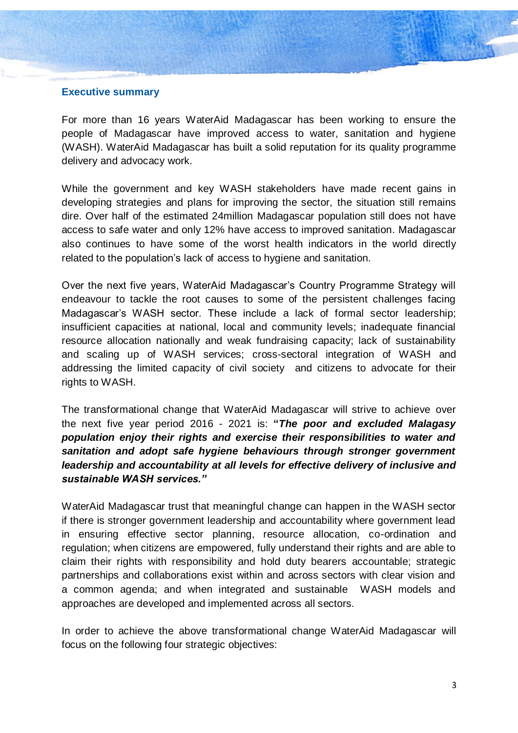## Executive summary

For more than 16 years WaterAid Madagascar has been working to ensure the people of Madagascar have improved access to water, sanitation and hygiene (WASH). WaterAid Madagascar has built a solid reputation for its quality programme delivery and advocacy work.

While the government and key WASH stakeholders have made recent gains in developing strategies and plans for improving the sector, the situation still remains dire. Over half of the estimated 24million Madagascar population still does not have access to safe water and only 12% have access to improved sanitation. Madagascar also continues to have some of the worst health indicators in the world directly related to the population's lack of access to hygiene and sanitation.

Over the next five years, WaterAid Madagascar's Country Programme Strategy will endeavour to tackle the root causes to some of the persistent challenges facing Madagascar's WASH sector. These include a lack of formal sector leadership; insufficient capacities at national, local and community levels; inadequate financial resource allocation nationally and weak fundraising capacity; lack of sustainability and scaling up of WASH services; cross-sectoral integration of WASH and addressing the limited capacity of civil society and citizens to advocate for their rights to WASH.

The transformational change that WaterAid Madagascar will strive to achieve over the next five year period 2016 - 2021 is: ***"The poor and excluded Malagasy population enjoy their rights and exercise their responsibilities to water and sanitation and adopt safe hygiene behaviours through stronger government leadership and accountability at all levels for effective delivery of inclusive and sustainable WASH services."***

WaterAid Madagascar trust that meaningful change can happen in the WASH sector if there is stronger government leadership and accountability where government lead in ensuring effective sector planning, resource allocation, co-ordination and regulation; when citizens are empowered, fully understand their rights and are able to claim their rights with responsibility and hold duty bearers accountable; strategic partnerships and collaborations exist within and across sectors with clear vision and a common agenda; and when integrated and sustainable WASH models and approaches are developed and implemented across all sectors.

In order to achieve the above transformational change WaterAid Madagascar will focus on the following four strategic objectives: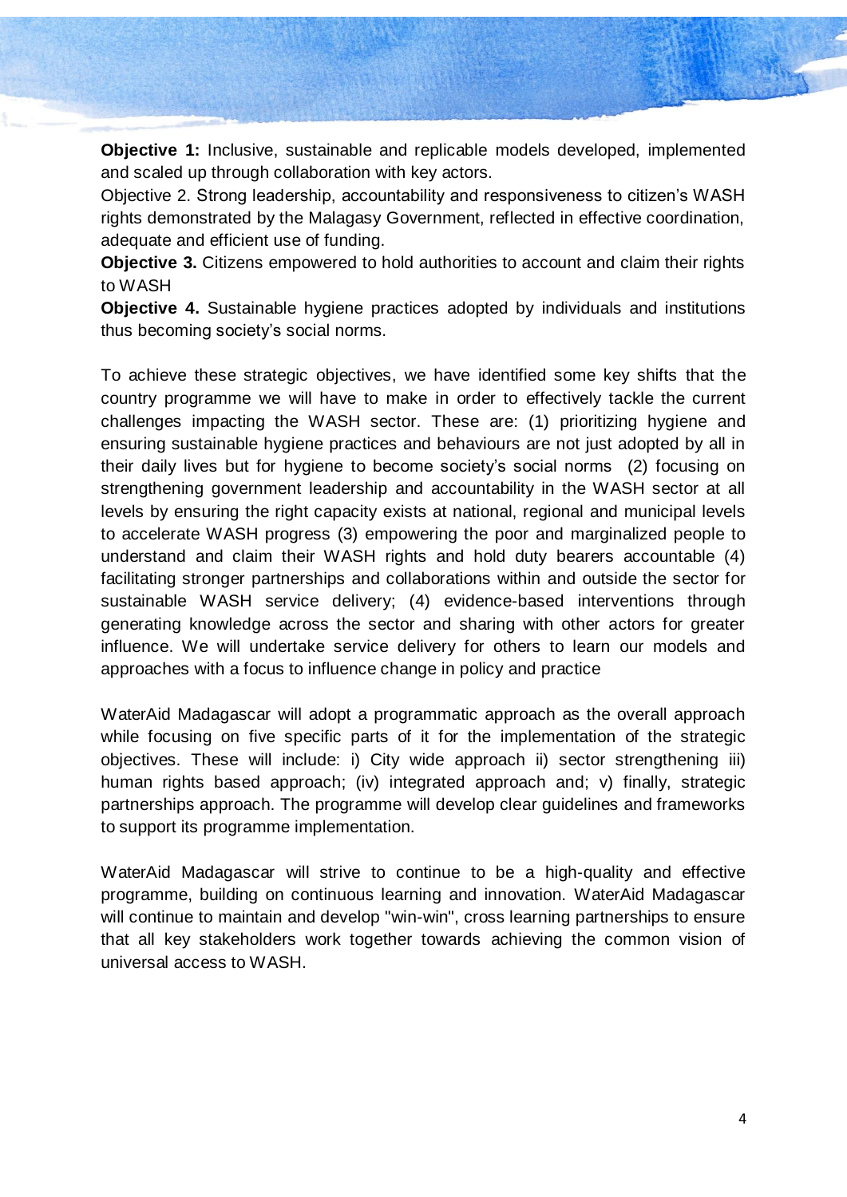**Objective 1:** Inclusive, sustainable and replicable models developed, implemented and scaled up through collaboration with key actors.

Objective 2. Strong leadership, accountability and responsiveness to citizen's WASH rights demonstrated by the Malagasy Government, reflected in effective coordination, adequate and efficient use of funding.

**Objective 3.** Citizens empowered to hold authorities to account and claim their rights to WASH

**Objective 4.** Sustainable hygiene practices adopted by individuals and institutions thus becoming society's social norms.

To achieve these strategic objectives, we have identified some key shifts that the country programme we will have to make in order to effectively tackle the current challenges impacting the WASH sector. These are: (1) prioritizing hygiene and ensuring sustainable hygiene practices and behaviours are not just adopted by all in their daily lives but for hygiene to become society's social norms (2) focusing on strengthening government leadership and accountability in the WASH sector at all levels by ensuring the right capacity exists at national, regional and municipal levels to accelerate WASH progress (3) empowering the poor and marginalized people to understand and claim their WASH rights and hold duty bearers accountable (4) facilitating stronger partnerships and collaborations within and outside the sector for sustainable WASH service delivery; (4) evidence-based interventions through generating knowledge across the sector and sharing with other actors for greater influence. We will undertake service delivery for others to learn our models and approaches with a focus to influence change in policy and practice

WaterAid Madagascar will adopt a programmatic approach as the overall approach while focusing on five specific parts of it for the implementation of the strategic objectives. These will include: i) City wide approach ii) sector strengthening iii) human rights based approach; (iv) integrated approach and; v) finally, strategic partnerships approach. The programme will develop clear guidelines and frameworks to support its programme implementation.

WaterAid Madagascar will strive to continue to be a high-quality and effective programme, building on continuous learning and innovation. WaterAid Madagascar will continue to maintain and develop "win-win", cross learning partnerships to ensure that all key stakeholders work together towards achieving the common vision of universal access to WASH.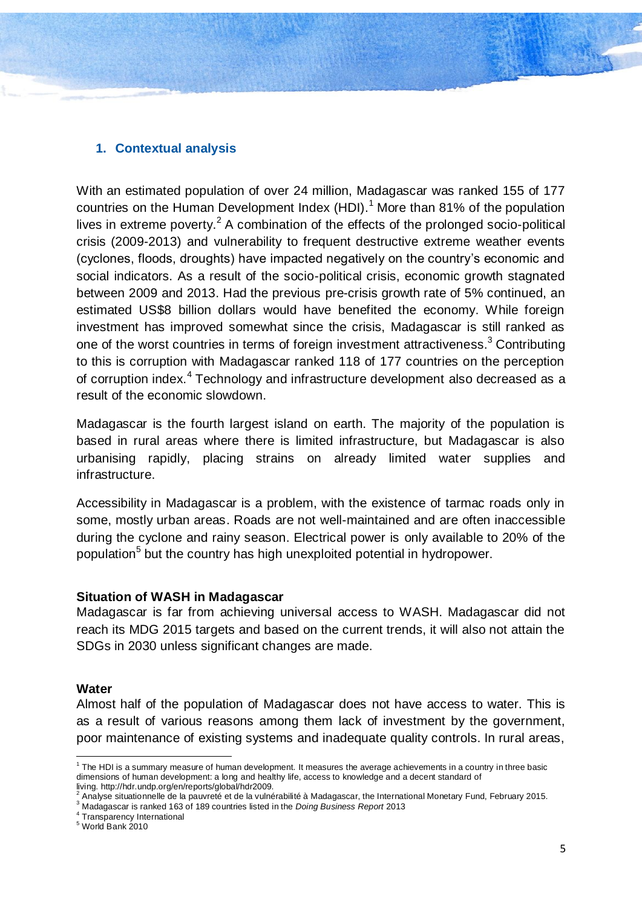## 1. Contextual analysis

With an estimated population of over 24 million, Madagascar was ranked 155 of 177 countries on the Human Development Index (HDI).[1] More than 81% of the population lives in extreme poverty.[2] A combination of the effects of the prolonged socio-political crisis (2009-2013) and vulnerability to frequent destructive extreme weather events (cyclones, floods, droughts) have impacted negatively on the country's economic and social indicators. As a result of the socio-political crisis, economic growth stagnated between 2009 and 2013. Had the previous pre-crisis growth rate of 5% continued, an estimated US$8 billion dollars would have benefited the economy. While foreign investment has improved somewhat since the crisis, Madagascar is still ranked as one of the worst countries in terms of foreign investment attractiveness.[3] Contributing to this is corruption with Madagascar ranked 118 of 177 countries on the perception of corruption index.[4] Technology and infrastructure development also decreased as a result of the economic slowdown.

Madagascar is the fourth largest island on earth. The majority of the population is based in rural areas where there is limited infrastructure, but Madagascar is also urbanising rapidly, placing strains on already limited water supplies and infrastructure.

Accessibility in Madagascar is a problem, with the existence of tarmac roads only in some, mostly urban areas. Roads are not well-maintained and are often inaccessible during the cyclone and rainy season. Electrical power is only available to 20% of the population[5] but the country has high unexploited potential in hydropower.

**Situation of WASH in Madagascar**

Madagascar is far from achieving universal access to WASH. Madagascar did not reach its MDG 2015 targets and based on the current trends, it will also not attain the SDGs in 2030 unless significant changes are made.

**Water**

Almost half of the population of Madagascar does not have access to water. This is as a result of various reasons among them lack of investment by the government, poor maintenance of existing systems and inadequate quality controls. In rural areas,

---

[1] The HDI is a summary measure of human development. It measures the average achievements in a country in three basic dimensions of human development: a long and healthy life, access to knowledge and a decent standard of living. http://hdr.undp.org/en/reports/global/hdr2009.

[2] Analyse situationnelle de la pauvreté et de la vulnérabilité à Madagascar, the International Monetary Fund, February 2015.

[3] Madagascar is ranked 163 of 189 countries listed in the *Doing Business Report* 2013

[4] Transparency International

[5] World Bank 2010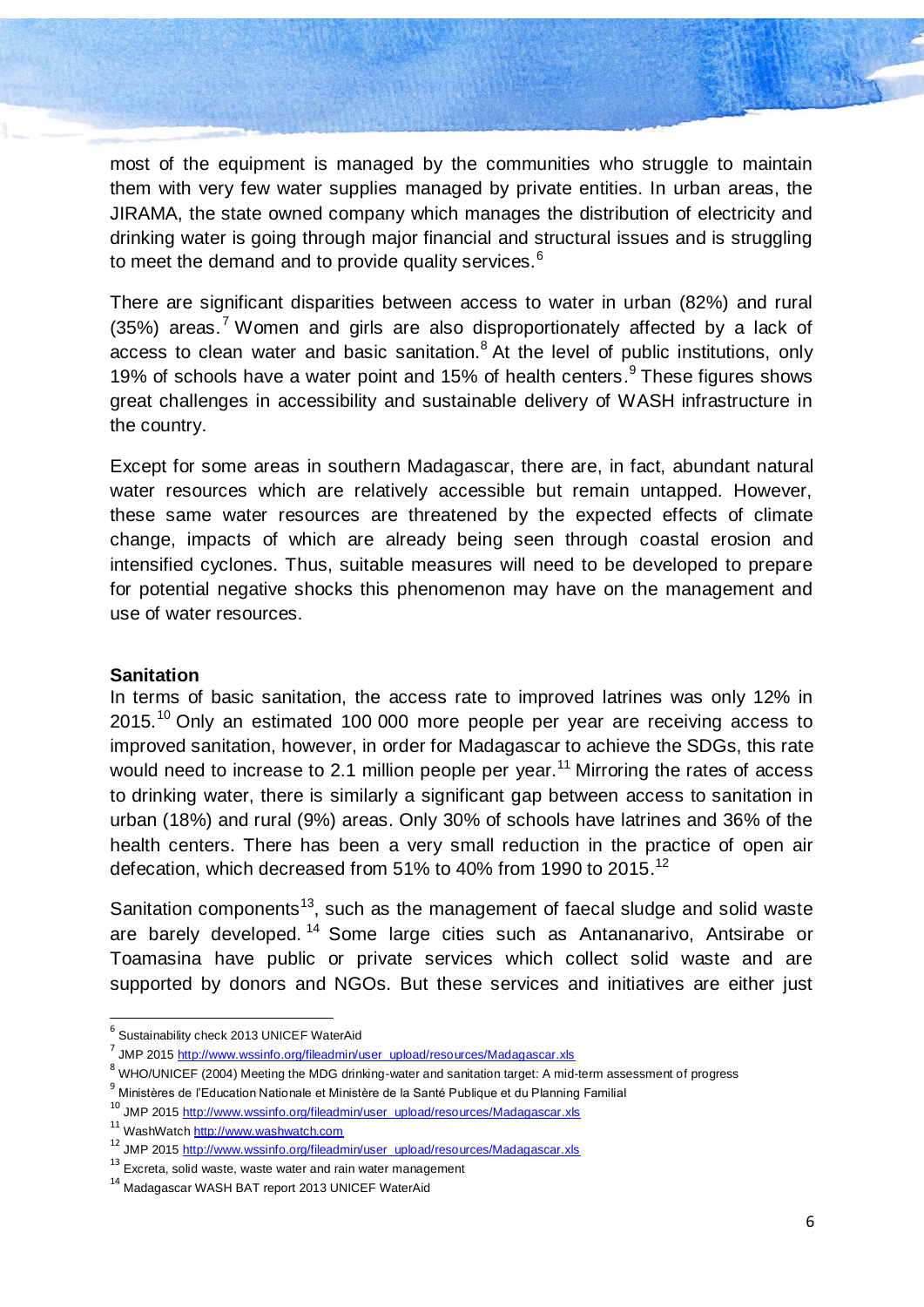most of the equipment is managed by the communities who struggle to maintain them with very few water supplies managed by private entities. In urban areas, the JIRAMA, the state owned company which manages the distribution of electricity and drinking water is going through major financial and structural issues and is struggling to meet the demand and to provide quality services.[6]

There are significant disparities between access to water in urban (82%) and rural (35%) areas.[7] Women and girls are also disproportionately affected by a lack of access to clean water and basic sanitation.[8] At the level of public institutions, only 19% of schools have a water point and 15% of health centers.[9] These figures shows great challenges in accessibility and sustainable delivery of WASH infrastructure in the country.

Except for some areas in southern Madagascar, there are, in fact, abundant natural water resources which are relatively accessible but remain untapped. However, these same water resources are threatened by the expected effects of climate change, impacts of which are already being seen through coastal erosion and intensified cyclones. Thus, suitable measures will need to be developed to prepare for potential negative shocks this phenomenon may have on the management and use of water resources.

**Sanitation**

In terms of basic sanitation, the access rate to improved latrines was only 12% in 2015.[10] Only an estimated 100 000 more people per year are receiving access to improved sanitation, however, in order for Madagascar to achieve the SDGs, this rate would need to increase to 2.1 million people per year.[11] Mirroring the rates of access to drinking water, there is similarly a significant gap between access to sanitation in urban (18%) and rural (9%) areas. Only 30% of schools have latrines and 36% of the health centers. There has been a very small reduction in the practice of open air defecation, which decreased from 51% to 40% from 1990 to 2015.[12]

Sanitation components[13], such as the management of faecal sludge and solid waste are barely developed.[14] Some large cities such as Antananarivo, Antsirabe or Toamasina have public or private services which collect solid waste and are supported by donors and NGOs. But these services and initiatives are either just

[6] Sustainability check 2013 UNICEF WaterAid
[7] JMP 2015 http://www.wssinfo.org/fileadmin/user_upload/resources/Madagascar.xls
[8] WHO/UNICEF (2004) Meeting the MDG drinking-water and sanitation target: A mid-term assessment of progress
[9] Ministères de l'Education Nationale et Ministère de la Santé Publique et du Planning Familial
[10] JMP 2015 http://www.wssinfo.org/fileadmin/user_upload/resources/Madagascar.xls
[11] WashWatch http://www.washwatch.com
[12] JMP 2015 http://www.wssinfo.org/fileadmin/user_upload/resources/Madagascar.xls
[13] Excreta, solid waste, waste water and rain water management
[14] Madagascar WASH BAT report 2013 UNICEF WaterAid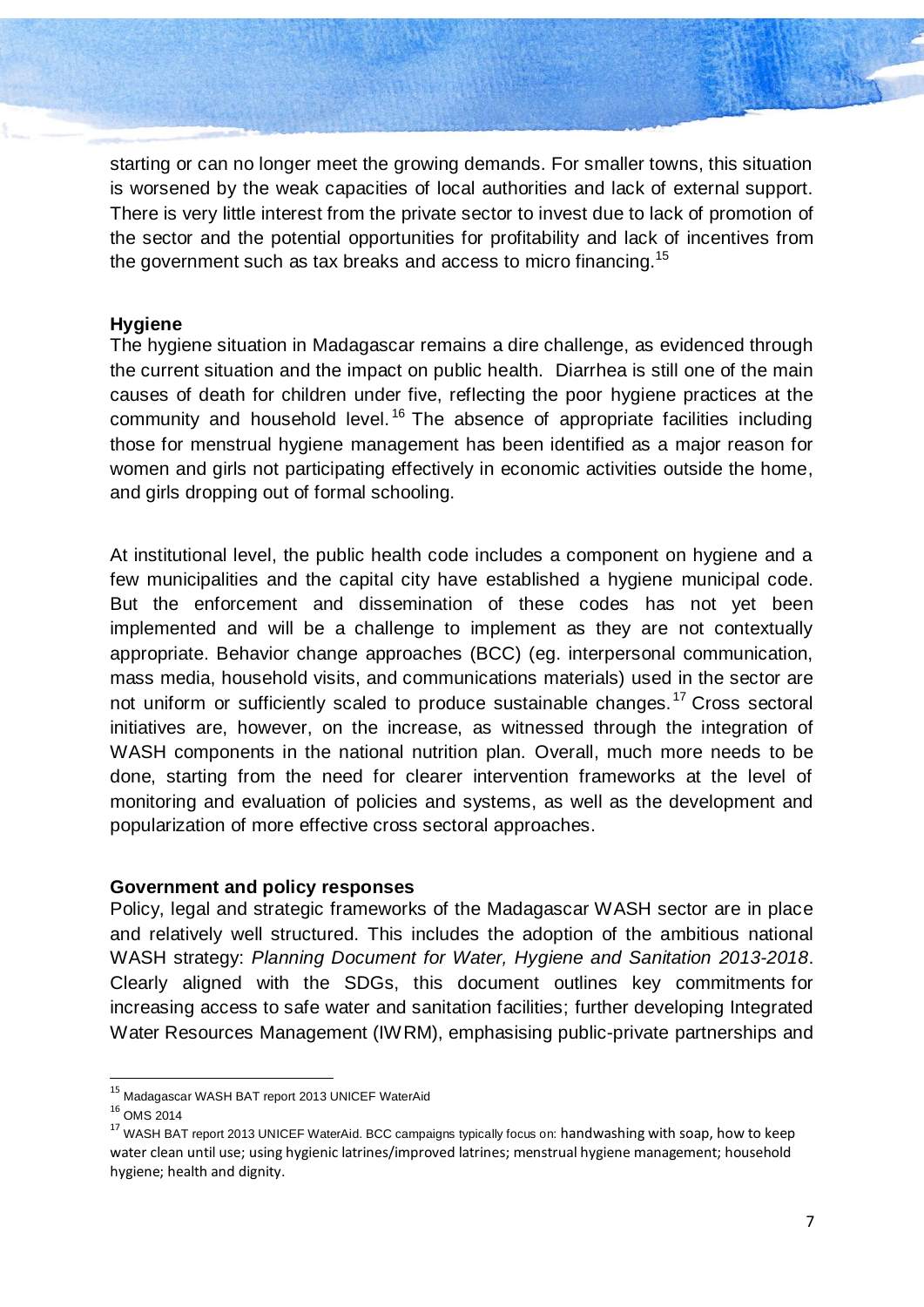starting or can no longer meet the growing demands. For smaller towns, this situation is worsened by the weak capacities of local authorities and lack of external support. There is very little interest from the private sector to invest due to lack of promotion of the sector and the potential opportunities for profitability and lack of incentives from the government such as tax breaks and access to micro financing.[15]

**Hygiene**

The hygiene situation in Madagascar remains a dire challenge, as evidenced through the current situation and the impact on public health. Diarrhea is still one of the main causes of death for children under five, reflecting the poor hygiene practices at the community and household level.[16] The absence of appropriate facilities including those for menstrual hygiene management has been identified as a major reason for women and girls not participating effectively in economic activities outside the home, and girls dropping out of formal schooling.

At institutional level, the public health code includes a component on hygiene and a few municipalities and the capital city have established a hygiene municipal code. But the enforcement and dissemination of these codes has not yet been implemented and will be a challenge to implement as they are not contextually appropriate. Behavior change approaches (BCC) (eg. interpersonal communication, mass media, household visits, and communications materials) used in the sector are not uniform or sufficiently scaled to produce sustainable changes.[17] Cross sectoral initiatives are, however, on the increase, as witnessed through the integration of WASH components in the national nutrition plan. Overall, much more needs to be done, starting from the need for clearer intervention frameworks at the level of monitoring and evaluation of policies and systems, as well as the development and popularization of more effective cross sectoral approaches.

**Government and policy responses**

Policy, legal and strategic frameworks of the Madagascar WASH sector are in place and relatively well structured. This includes the adoption of the ambitious national WASH strategy: *Planning Document for Water, Hygiene and Sanitation 2013-2018*. Clearly aligned with the SDGs, this document outlines key commitments for increasing access to safe water and sanitation facilities; further developing Integrated Water Resources Management (IWRM), emphasising public-private partnerships and

---

[15] Madagascar WASH BAT report 2013 UNICEF WaterAid

[16] OMS 2014

[17] WASH BAT report 2013 UNICEF WaterAid. BCC campaigns typically focus on: handwashing with soap, how to keep water clean until use; using hygienic latrines/improved latrines; menstrual hygiene management; household hygiene; health and dignity.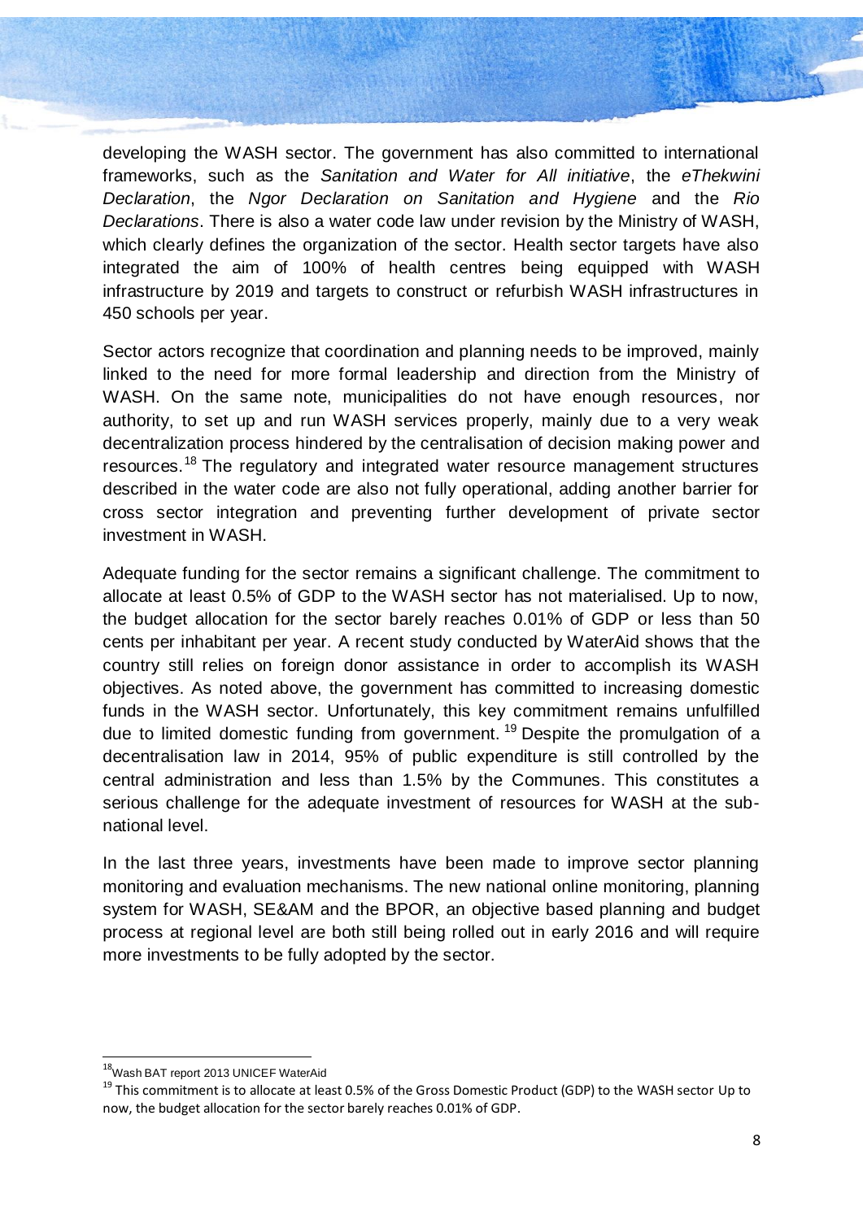developing the WASH sector. The government has also committed to international frameworks, such as the *Sanitation and Water for All initiative*, the *eThekwini Declaration*, the *Ngor Declaration on Sanitation and Hygiene* and the *Rio Declarations*. There is also a water code law under revision by the Ministry of WASH, which clearly defines the organization of the sector. Health sector targets have also integrated the aim of 100% of health centres being equipped with WASH infrastructure by 2019 and targets to construct or refurbish WASH infrastructures in 450 schools per year.

Sector actors recognize that coordination and planning needs to be improved, mainly linked to the need for more formal leadership and direction from the Ministry of WASH. On the same note, municipalities do not have enough resources, nor authority, to set up and run WASH services properly, mainly due to a very weak decentralization process hindered by the centralisation of decision making power and resources.[18] The regulatory and integrated water resource management structures described in the water code are also not fully operational, adding another barrier for cross sector integration and preventing further development of private sector investment in WASH.

Adequate funding for the sector remains a significant challenge. The commitment to allocate at least 0.5% of GDP to the WASH sector has not materialised. Up to now, the budget allocation for the sector barely reaches 0.01% of GDP or less than 50 cents per inhabitant per year. A recent study conducted by WaterAid shows that the country still relies on foreign donor assistance in order to accomplish its WASH objectives. As noted above, the government has committed to increasing domestic funds in the WASH sector. Unfortunately, this key commitment remains unfulfilled due to limited domestic funding from government. [19] Despite the promulgation of a decentralisation law in 2014, 95% of public expenditure is still controlled by the central administration and less than 1.5% by the Communes. This constitutes a serious challenge for the adequate investment of resources for WASH at the sub-national level.

In the last three years, investments have been made to improve sector planning monitoring and evaluation mechanisms. The new national online monitoring, planning system for WASH, SE&AM and the BPOR, an objective based planning and budget process at regional level are both still being rolled out in early 2016 and will require more investments to be fully adopted by the sector.

---

[18] Wash BAT report 2013 UNICEF WaterAid

[19] This commitment is to allocate at least 0.5% of the Gross Domestic Product (GDP) to the WASH sector Up to now, the budget allocation for the sector barely reaches 0.01% of GDP.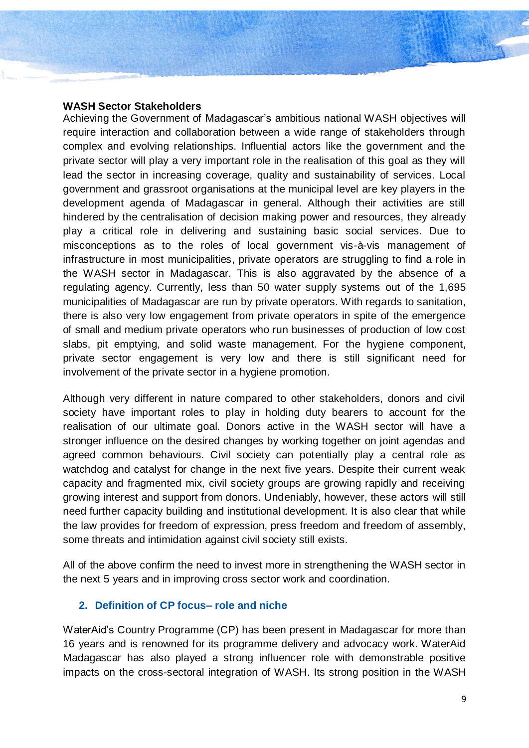**WASH Sector Stakeholders**

Achieving the Government of Madagascar's ambitious national WASH objectives will require interaction and collaboration between a wide range of stakeholders through complex and evolving relationships. Influential actors like the government and the private sector will play a very important role in the realisation of this goal as they will lead the sector in increasing coverage, quality and sustainability of services. Local government and grassroot organisations at the municipal level are key players in the development agenda of Madagascar in general. Although their activities are still hindered by the centralisation of decision making power and resources, they already play a critical role in delivering and sustaining basic social services. Due to misconceptions as to the roles of local government vis-à-vis management of infrastructure in most municipalities, private operators are struggling to find a role in the WASH sector in Madagascar. This is also aggravated by the absence of a regulating agency. Currently, less than 50 water supply systems out of the 1,695 municipalities of Madagascar are run by private operators. With regards to sanitation, there is also very low engagement from private operators in spite of the emergence of small and medium private operators who run businesses of production of low cost slabs, pit emptying, and solid waste management. For the hygiene component, private sector engagement is very low and there is still significant need for involvement of the private sector in a hygiene promotion.

Although very different in nature compared to other stakeholders, donors and civil society have important roles to play in holding duty bearers to account for the realisation of our ultimate goal. Donors active in the WASH sector will have a stronger influence on the desired changes by working together on joint agendas and agreed common behaviours. Civil society can potentially play a central role as watchdog and catalyst for change in the next five years. Despite their current weak capacity and fragmented mix, civil society groups are growing rapidly and receiving growing interest and support from donors. Undeniably, however, these actors will still need further capacity building and institutional development. It is also clear that while the law provides for freedom of expression, press freedom and freedom of assembly, some threats and intimidation against civil society still exists.

All of the above confirm the need to invest more in strengthening the WASH sector in the next 5 years and in improving cross sector work and coordination.

## 2. Definition of CP focus– role and niche

WaterAid's Country Programme (CP) has been present in Madagascar for more than 16 years and is renowned for its programme delivery and advocacy work. WaterAid Madagascar has also played a strong influencer role with demonstrable positive impacts on the cross-sectoral integration of WASH. Its strong position in the WASH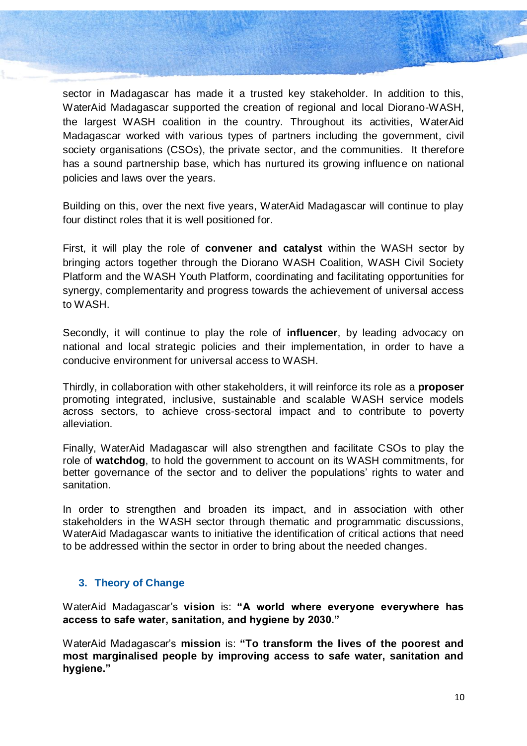sector in Madagascar has made it a trusted key stakeholder. In addition to this, WaterAid Madagascar supported the creation of regional and local Diorano-WASH, the largest WASH coalition in the country. Throughout its activities, WaterAid Madagascar worked with various types of partners including the government, civil society organisations (CSOs), the private sector, and the communities. It therefore has a sound partnership base, which has nurtured its growing influence on national policies and laws over the years.

Building on this, over the next five years, WaterAid Madagascar will continue to play four distinct roles that it is well positioned for.

First, it will play the role of **convener and catalyst** within the WASH sector by bringing actors together through the Diorano WASH Coalition, WASH Civil Society Platform and the WASH Youth Platform, coordinating and facilitating opportunities for synergy, complementarity and progress towards the achievement of universal access to WASH.

Secondly, it will continue to play the role of **influencer**, by leading advocacy on national and local strategic policies and their implementation, in order to have a conducive environment for universal access to WASH.

Thirdly, in collaboration with other stakeholders, it will reinforce its role as a **proposer** promoting integrated, inclusive, sustainable and scalable WASH service models across sectors, to achieve cross-sectoral impact and to contribute to poverty alleviation.

Finally, WaterAid Madagascar will also strengthen and facilitate CSOs to play the role of **watchdog**, to hold the government to account on its WASH commitments, for better governance of the sector and to deliver the populations' rights to water and sanitation.

In order to strengthen and broaden its impact, and in association with other stakeholders in the WASH sector through thematic and programmatic discussions, WaterAid Madagascar wants to initiative the identification of critical actions that need to be addressed within the sector in order to bring about the needed changes.

## 3. Theory of Change

WaterAid Madagascar's **vision** is: **"A world where everyone everywhere has access to safe water, sanitation, and hygiene by 2030."**

WaterAid Madagascar's **mission** is: **"To transform the lives of the poorest and most marginalised people by improving access to safe water, sanitation and hygiene."**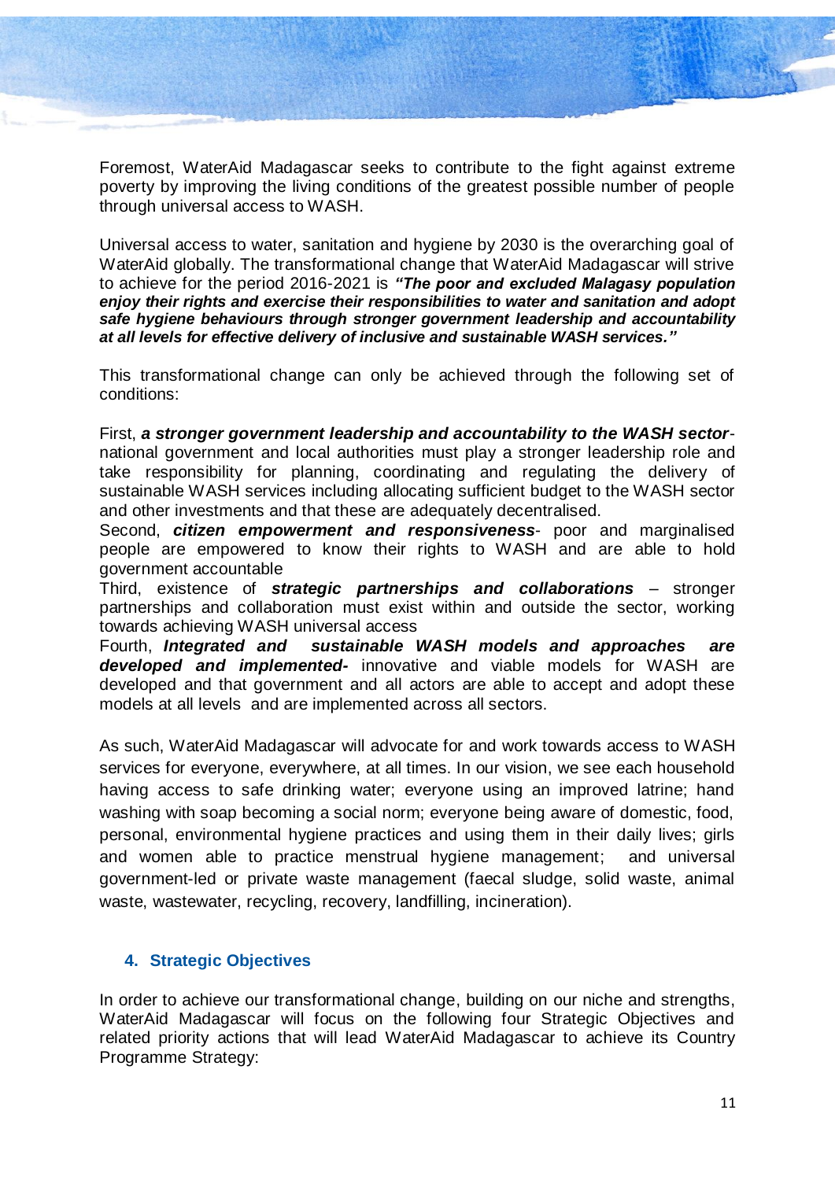Foremost, WaterAid Madagascar seeks to contribute to the fight against extreme poverty by improving the living conditions of the greatest possible number of people through universal access to WASH.

Universal access to water, sanitation and hygiene by 2030 is the overarching goal of WaterAid globally. The transformational change that WaterAid Madagascar will strive to achieve for the period 2016-2021 is ***"The poor and excluded Malagasy population enjoy their rights and exercise their responsibilities to water and sanitation and adopt safe hygiene behaviours through stronger government leadership and accountability at all levels for effective delivery of inclusive and sustainable WASH services."***

This transformational change can only be achieved through the following set of conditions:

First, ***a stronger government leadership and accountability to the WASH sector***- national government and local authorities must play a stronger leadership role and take responsibility for planning, coordinating and regulating the delivery of sustainable WASH services including allocating sufficient budget to the WASH sector and other investments and that these are adequately decentralised.

Second, ***citizen empowerment and responsiveness***- poor and marginalised people are empowered to know their rights to WASH and are able to hold government accountable

Third, existence of ***strategic partnerships and collaborations*** – stronger partnerships and collaboration must exist within and outside the sector, working towards achieving WASH universal access

Fourth, ***Integrated and sustainable WASH models and approaches are developed and implemented-*** innovative and viable models for WASH are developed and that government and all actors are able to accept and adopt these models at all levels and are implemented across all sectors.

As such, WaterAid Madagascar will advocate for and work towards access to WASH services for everyone, everywhere, at all times. In our vision, we see each household having access to safe drinking water; everyone using an improved latrine; hand washing with soap becoming a social norm; everyone being aware of domestic, food, personal, environmental hygiene practices and using them in their daily lives; girls and women able to practice menstrual hygiene management; and universal government-led or private waste management (faecal sludge, solid waste, animal waste, wastewater, recycling, recovery, landfilling, incineration).

## 4. Strategic Objectives

In order to achieve our transformational change, building on our niche and strengths, WaterAid Madagascar will focus on the following four Strategic Objectives and related priority actions that will lead WaterAid Madagascar to achieve its Country Programme Strategy: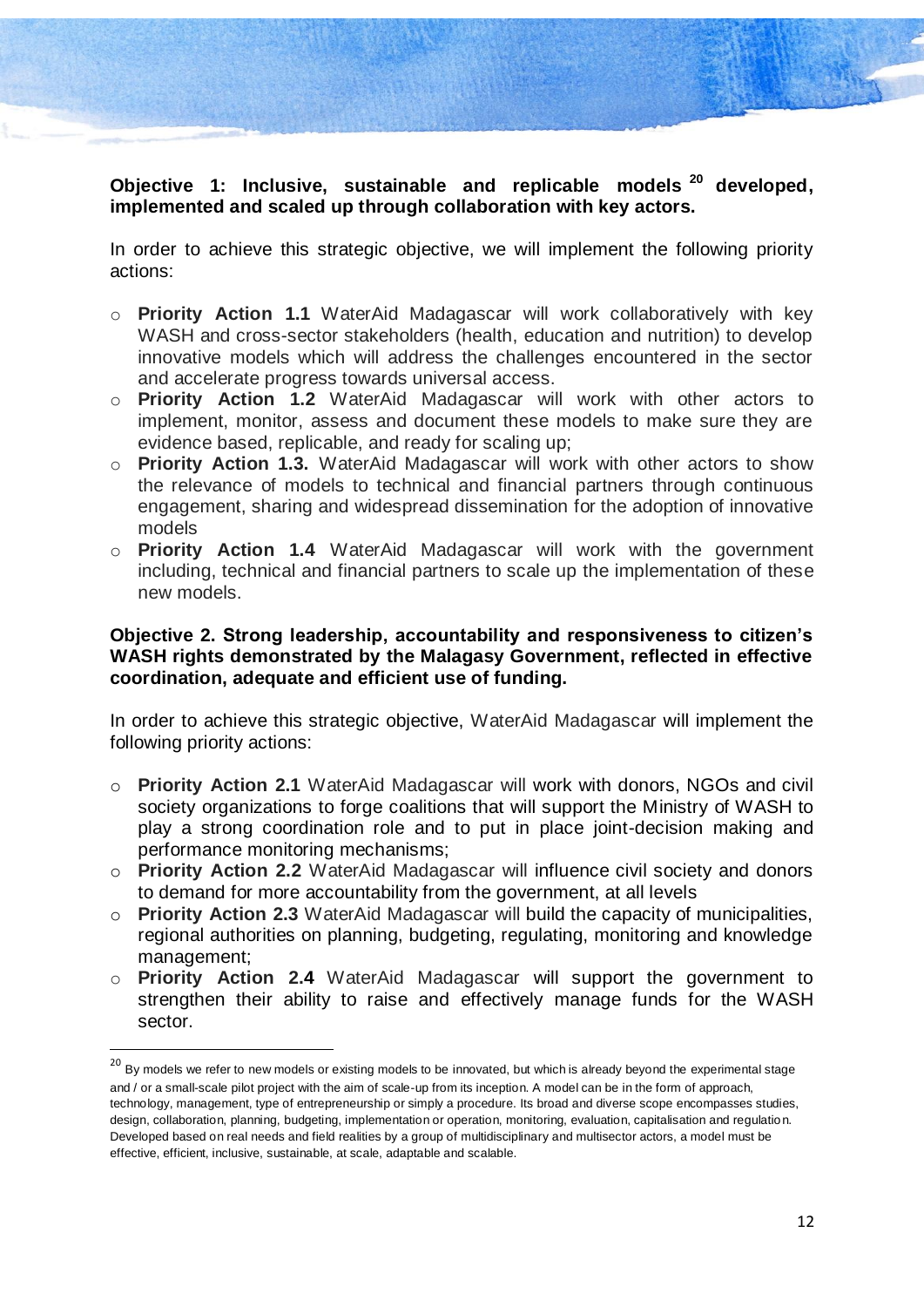**Objective 1: Inclusive, sustainable and replicable models [20] developed, implemented and scaled up through collaboration with key actors.**

In order to achieve this strategic objective, we will implement the following priority actions:

- **Priority Action 1.1** WaterAid Madagascar will work collaboratively with key WASH and cross-sector stakeholders (health, education and nutrition) to develop innovative models which will address the challenges encountered in the sector and accelerate progress towards universal access.
- **Priority Action 1.2** WaterAid Madagascar will work with other actors to implement, monitor, assess and document these models to make sure they are evidence based, replicable, and ready for scaling up;
- **Priority Action 1.3.** WaterAid Madagascar will work with other actors to show the relevance of models to technical and financial partners through continuous engagement, sharing and widespread dissemination for the adoption of innovative models
- **Priority Action 1.4** WaterAid Madagascar will work with the government including, technical and financial partners to scale up the implementation of these new models.

**Objective 2. Strong leadership, accountability and responsiveness to citizen's WASH rights demonstrated by the Malagasy Government, reflected in effective coordination, adequate and efficient use of funding.**

In order to achieve this strategic objective, WaterAid Madagascar will implement the following priority actions:

- **Priority Action 2.1** WaterAid Madagascar will work with donors, NGOs and civil society organizations to forge coalitions that will support the Ministry of WASH to play a strong coordination role and to put in place joint-decision making and performance monitoring mechanisms;
- **Priority Action 2.2** WaterAid Madagascar will influence civil society and donors to demand for more accountability from the government, at all levels
- **Priority Action 2.3** WaterAid Madagascar will build the capacity of municipalities, regional authorities on planning, budgeting, regulating, monitoring and knowledge management;
- **Priority Action 2.4** WaterAid Madagascar will support the government to strengthen their ability to raise and effectively manage funds for the WASH sector.

[20] By models we refer to new models or existing models to be innovated, but which is already beyond the experimental stage and / or a small-scale pilot project with the aim of scale-up from its inception. A model can be in the form of approach, technology, management, type of entrepreneurship or simply a procedure. Its broad and diverse scope encompasses studies, design, collaboration, planning, budgeting, implementation or operation, monitoring, evaluation, capitalisation and regulation. Developed based on real needs and field realities by a group of multidisciplinary and multisector actors, a model must be effective, efficient, inclusive, sustainable, at scale, adaptable and scalable.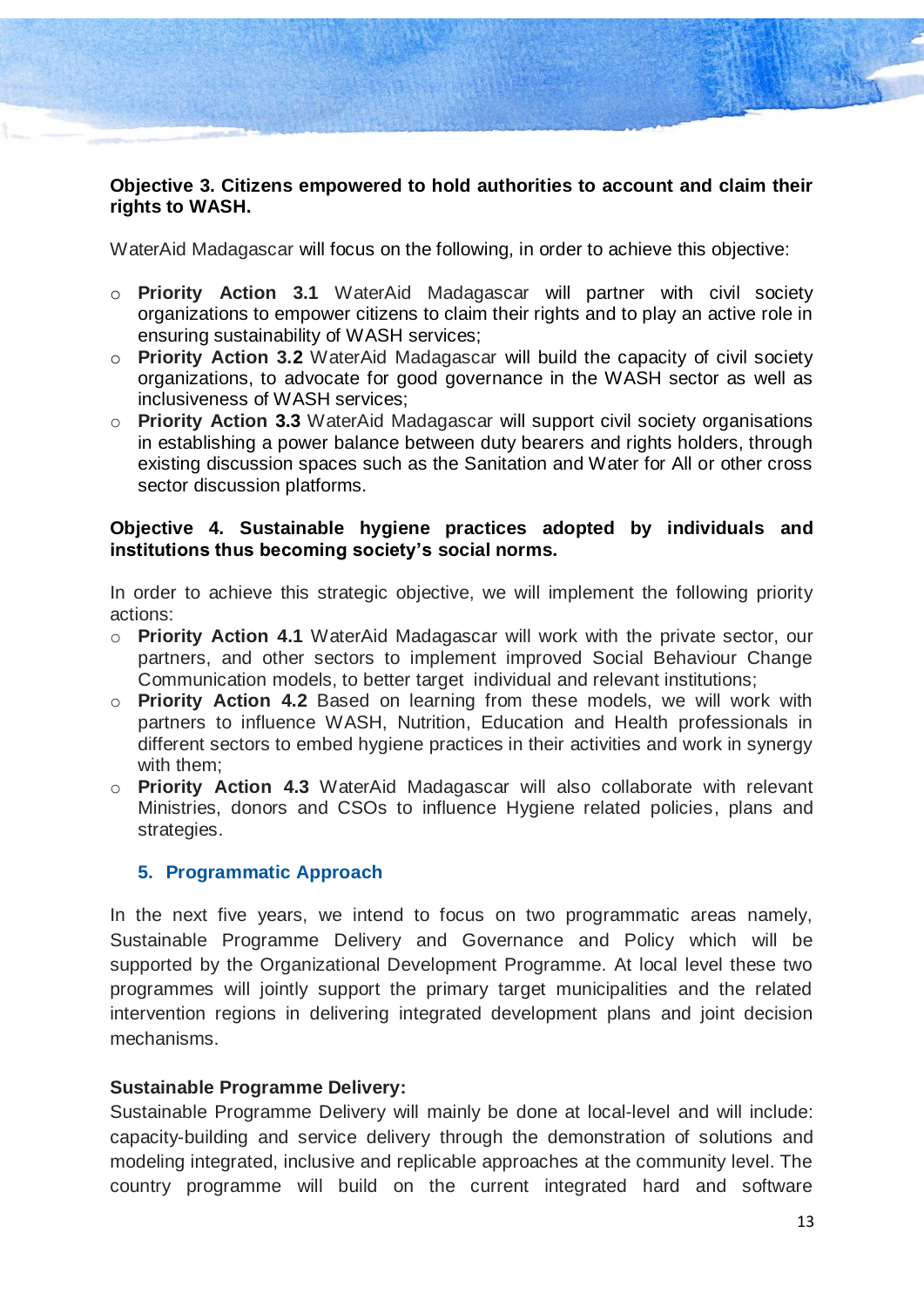**Objective 3. Citizens empowered to hold authorities to account and claim their rights to WASH.**

WaterAid Madagascar will focus on the following, in order to achieve this objective:

- **Priority Action 3.1** WaterAid Madagascar will partner with civil society organizations to empower citizens to claim their rights and to play an active role in ensuring sustainability of WASH services;
- **Priority Action 3.2** WaterAid Madagascar will build the capacity of civil society organizations, to advocate for good governance in the WASH sector as well as inclusiveness of WASH services;
- **Priority Action 3.3** WaterAid Madagascar will support civil society organisations in establishing a power balance between duty bearers and rights holders, through existing discussion spaces such as the Sanitation and Water for All or other cross sector discussion platforms.

**Objective 4. Sustainable hygiene practices adopted by individuals and institutions thus becoming society's social norms.**

In order to achieve this strategic objective, we will implement the following priority actions:

- **Priority Action 4.1** WaterAid Madagascar will work with the private sector, our partners, and other sectors to implement improved Social Behaviour Change Communication models, to better target individual and relevant institutions;
- **Priority Action 4.2** Based on learning from these models, we will work with partners to influence WASH, Nutrition, Education and Health professionals in different sectors to embed hygiene practices in their activities and work in synergy with them;
- **Priority Action 4.3** WaterAid Madagascar will also collaborate with relevant Ministries, donors and CSOs to influence Hygiene related policies, plans and strategies.

## 5. Programmatic Approach

In the next five years, we intend to focus on two programmatic areas namely, Sustainable Programme Delivery and Governance and Policy which will be supported by the Organizational Development Programme. At local level these two programmes will jointly support the primary target municipalities and the related intervention regions in delivering integrated development plans and joint decision mechanisms.

**Sustainable Programme Delivery:**

Sustainable Programme Delivery will mainly be done at local-level and will include: capacity-building and service delivery through the demonstration of solutions and modeling integrated, inclusive and replicable approaches at the community level. The country programme will build on the current integrated hard and software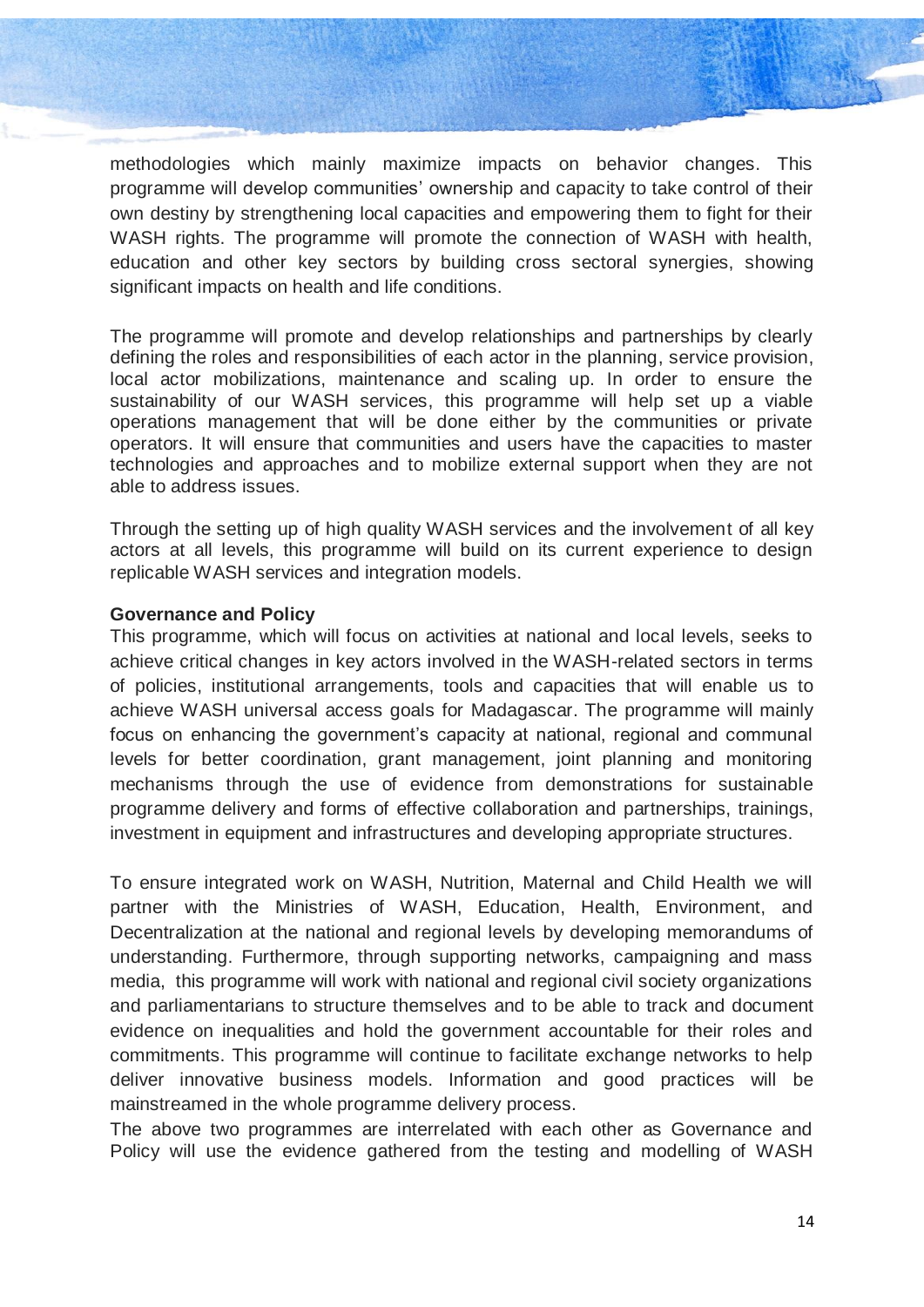methodologies which mainly maximize impacts on behavior changes. This programme will develop communities' ownership and capacity to take control of their own destiny by strengthening local capacities and empowering them to fight for their WASH rights. The programme will promote the connection of WASH with health, education and other key sectors by building cross sectoral synergies, showing significant impacts on health and life conditions.

The programme will promote and develop relationships and partnerships by clearly defining the roles and responsibilities of each actor in the planning, service provision, local actor mobilizations, maintenance and scaling up. In order to ensure the sustainability of our WASH services, this programme will help set up a viable operations management that will be done either by the communities or private operators. It will ensure that communities and users have the capacities to master technologies and approaches and to mobilize external support when they are not able to address issues.

Through the setting up of high quality WASH services and the involvement of all key actors at all levels, this programme will build on its current experience to design replicable WASH services and integration models.

**Governance and Policy**

This programme, which will focus on activities at national and local levels, seeks to achieve critical changes in key actors involved in the WASH-related sectors in terms of policies, institutional arrangements, tools and capacities that will enable us to achieve WASH universal access goals for Madagascar. The programme will mainly focus on enhancing the government's capacity at national, regional and communal levels for better coordination, grant management, joint planning and monitoring mechanisms through the use of evidence from demonstrations for sustainable programme delivery and forms of effective collaboration and partnerships, trainings, investment in equipment and infrastructures and developing appropriate structures.

To ensure integrated work on WASH, Nutrition, Maternal and Child Health we will partner with the Ministries of WASH, Education, Health, Environment, and Decentralization at the national and regional levels by developing memorandums of understanding. Furthermore, through supporting networks, campaigning and mass media, this programme will work with national and regional civil society organizations and parliamentarians to structure themselves and to be able to track and document evidence on inequalities and hold the government accountable for their roles and commitments. This programme will continue to facilitate exchange networks to help deliver innovative business models. Information and good practices will be mainstreamed in the whole programme delivery process.

The above two programmes are interrelated with each other as Governance and Policy will use the evidence gathered from the testing and modelling of WASH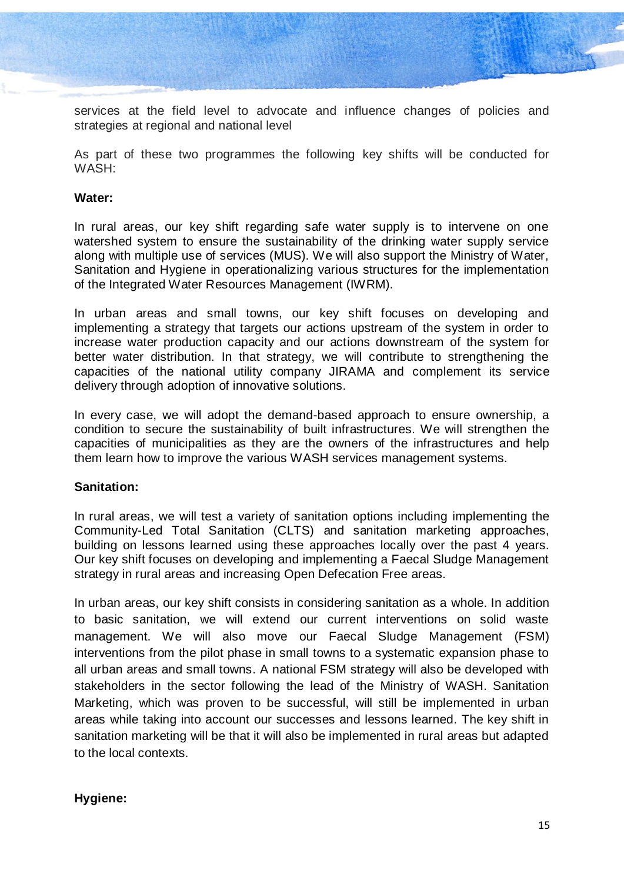services at the field level to advocate and influence changes of policies and strategies at regional and national level

As part of these two programmes the following key shifts will be conducted for WASH:

**Water:**

In rural areas, our key shift regarding safe water supply is to intervene on one watershed system to ensure the sustainability of the drinking water supply service along with multiple use of services (MUS). We will also support the Ministry of Water, Sanitation and Hygiene in operationalizing various structures for the implementation of the Integrated Water Resources Management (IWRM).

In urban areas and small towns, our key shift focuses on developing and implementing a strategy that targets our actions upstream of the system in order to increase water production capacity and our actions downstream of the system for better water distribution. In that strategy, we will contribute to strengthening the capacities of the national utility company JIRAMA and complement its service delivery through adoption of innovative solutions.

In every case, we will adopt the demand-based approach to ensure ownership, a condition to secure the sustainability of built infrastructures. We will strengthen the capacities of municipalities as they are the owners of the infrastructures and help them learn how to improve the various WASH services management systems.

**Sanitation:**

In rural areas, we will test a variety of sanitation options including implementing the Community-Led Total Sanitation (CLTS) and sanitation marketing approaches, building on lessons learned using these approaches locally over the past 4 years. Our key shift focuses on developing and implementing a Faecal Sludge Management strategy in rural areas and increasing Open Defecation Free areas.

In urban areas, our key shift consists in considering sanitation as a whole. In addition to basic sanitation, we will extend our current interventions on solid waste management. We will also move our Faecal Sludge Management (FSM) interventions from the pilot phase in small towns to a systematic expansion phase to all urban areas and small towns. A national FSM strategy will also be developed with stakeholders in the sector following the lead of the Ministry of WASH. Sanitation Marketing, which was proven to be successful, will still be implemented in urban areas while taking into account our successes and lessons learned. The key shift in sanitation marketing will be that it will also be implemented in rural areas but adapted to the local contexts.

**Hygiene:**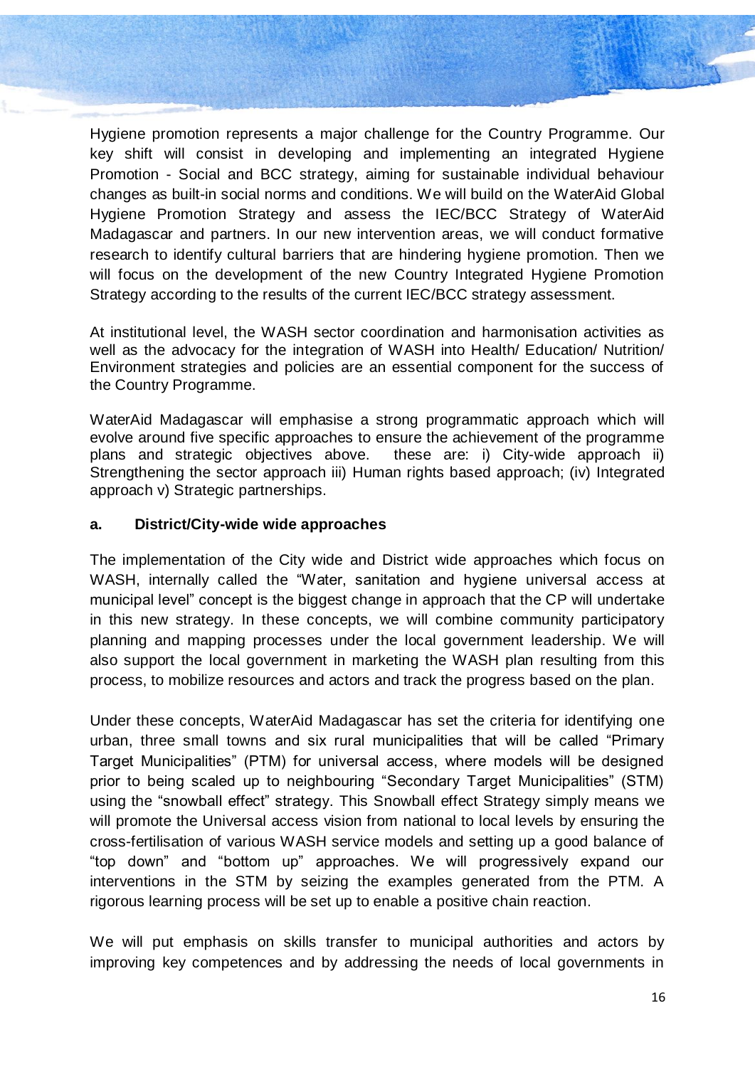Hygiene promotion represents a major challenge for the Country Programme. Our key shift will consist in developing and implementing an integrated Hygiene Promotion - Social and BCC strategy, aiming for sustainable individual behaviour changes as built-in social norms and conditions. We will build on the WaterAid Global Hygiene Promotion Strategy and assess the IEC/BCC Strategy of WaterAid Madagascar and partners. In our new intervention areas, we will conduct formative research to identify cultural barriers that are hindering hygiene promotion. Then we will focus on the development of the new Country Integrated Hygiene Promotion Strategy according to the results of the current IEC/BCC strategy assessment.

At institutional level, the WASH sector coordination and harmonisation activities as well as the advocacy for the integration of WASH into Health/ Education/ Nutrition/ Environment strategies and policies are an essential component for the success of the Country Programme.

WaterAid Madagascar will emphasise a strong programmatic approach which will evolve around five specific approaches to ensure the achievement of the programme plans and strategic objectives above. these are: i) City-wide approach ii) Strengthening the sector approach iii) Human rights based approach; (iv) Integrated approach v) Strategic partnerships.

#### a. District/City-wide wide approaches

The implementation of the City wide and District wide approaches which focus on WASH, internally called the "Water, sanitation and hygiene universal access at municipal level" concept is the biggest change in approach that the CP will undertake in this new strategy. In these concepts, we will combine community participatory planning and mapping processes under the local government leadership. We will also support the local government in marketing the WASH plan resulting from this process, to mobilize resources and actors and track the progress based on the plan.

Under these concepts, WaterAid Madagascar has set the criteria for identifying one urban, three small towns and six rural municipalities that will be called "Primary Target Municipalities" (PTM) for universal access, where models will be designed prior to being scaled up to neighbouring "Secondary Target Municipalities" (STM) using the "snowball effect" strategy. This Snowball effect Strategy simply means we will promote the Universal access vision from national to local levels by ensuring the cross-fertilisation of various WASH service models and setting up a good balance of "top down" and "bottom up" approaches. We will progressively expand our interventions in the STM by seizing the examples generated from the PTM. A rigorous learning process will be set up to enable a positive chain reaction.

We will put emphasis on skills transfer to municipal authorities and actors by improving key competences and by addressing the needs of local governments in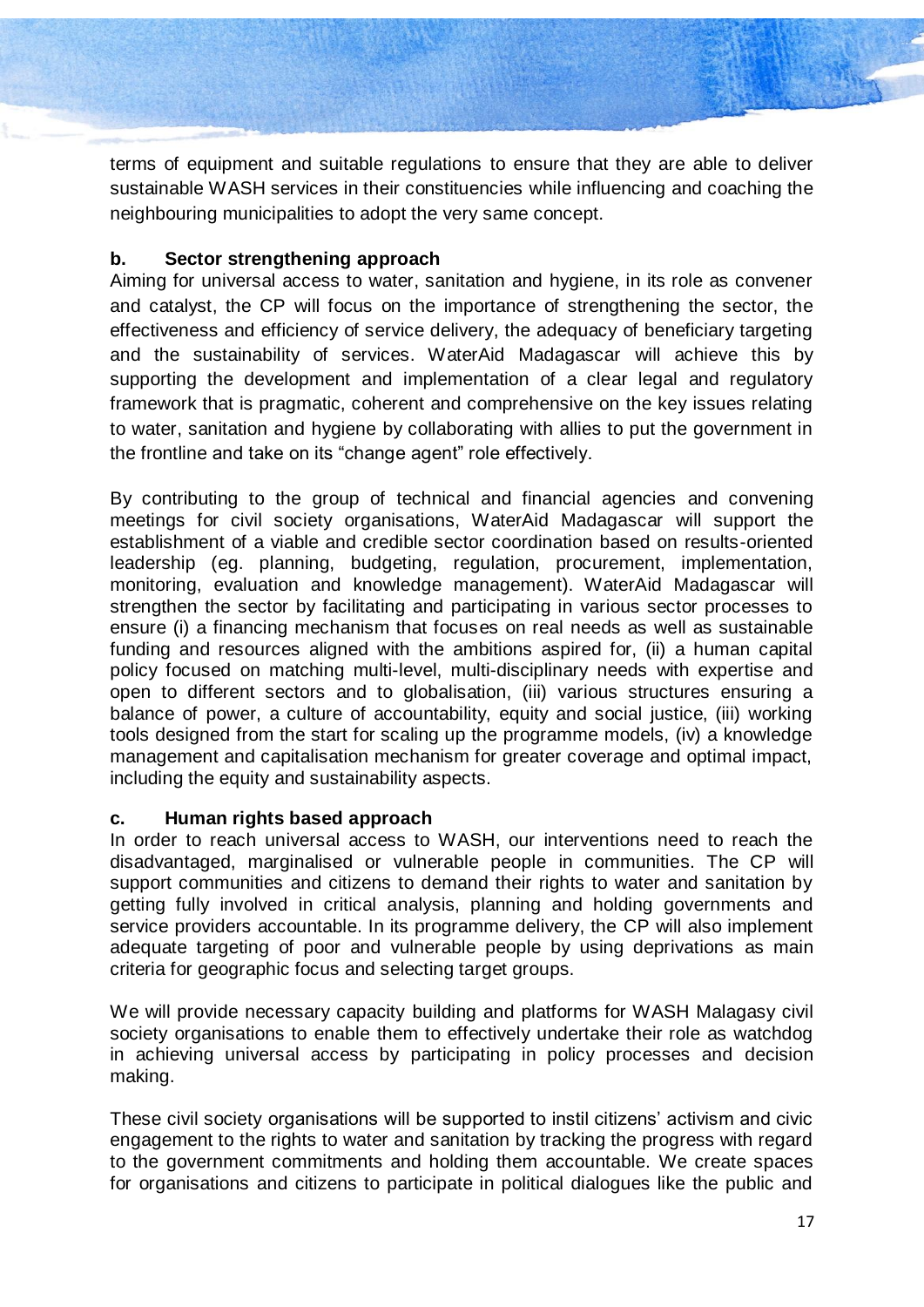terms of equipment and suitable regulations to ensure that they are able to deliver sustainable WASH services in their constituencies while influencing and coaching the neighbouring municipalities to adopt the very same concept.

**b. Sector strengthening approach**

Aiming for universal access to water, sanitation and hygiene, in its role as convener and catalyst, the CP will focus on the importance of strengthening the sector, the effectiveness and efficiency of service delivery, the adequacy of beneficiary targeting and the sustainability of services. WaterAid Madagascar will achieve this by supporting the development and implementation of a clear legal and regulatory framework that is pragmatic, coherent and comprehensive on the key issues relating to water, sanitation and hygiene by collaborating with allies to put the government in the frontline and take on its "change agent" role effectively.

By contributing to the group of technical and financial agencies and convening meetings for civil society organisations, WaterAid Madagascar will support the establishment of a viable and credible sector coordination based on results-oriented leadership (eg. planning, budgeting, regulation, procurement, implementation, monitoring, evaluation and knowledge management). WaterAid Madagascar will strengthen the sector by facilitating and participating in various sector processes to ensure (i) a financing mechanism that focuses on real needs as well as sustainable funding and resources aligned with the ambitions aspired for, (ii) a human capital policy focused on matching multi-level, multi-disciplinary needs with expertise and open to different sectors and to globalisation, (iii) various structures ensuring a balance of power, a culture of accountability, equity and social justice, (iii) working tools designed from the start for scaling up the programme models, (iv) a knowledge management and capitalisation mechanism for greater coverage and optimal impact, including the equity and sustainability aspects.

**c. Human rights based approach**

In order to reach universal access to WASH, our interventions need to reach the disadvantaged, marginalised or vulnerable people in communities. The CP will support communities and citizens to demand their rights to water and sanitation by getting fully involved in critical analysis, planning and holding governments and service providers accountable. In its programme delivery, the CP will also implement adequate targeting of poor and vulnerable people by using deprivations as main criteria for geographic focus and selecting target groups.

We will provide necessary capacity building and platforms for WASH Malagasy civil society organisations to enable them to effectively undertake their role as watchdog in achieving universal access by participating in policy processes and decision making.

These civil society organisations will be supported to instil citizens' activism and civic engagement to the rights to water and sanitation by tracking the progress with regard to the government commitments and holding them accountable. We create spaces for organisations and citizens to participate in political dialogues like the public and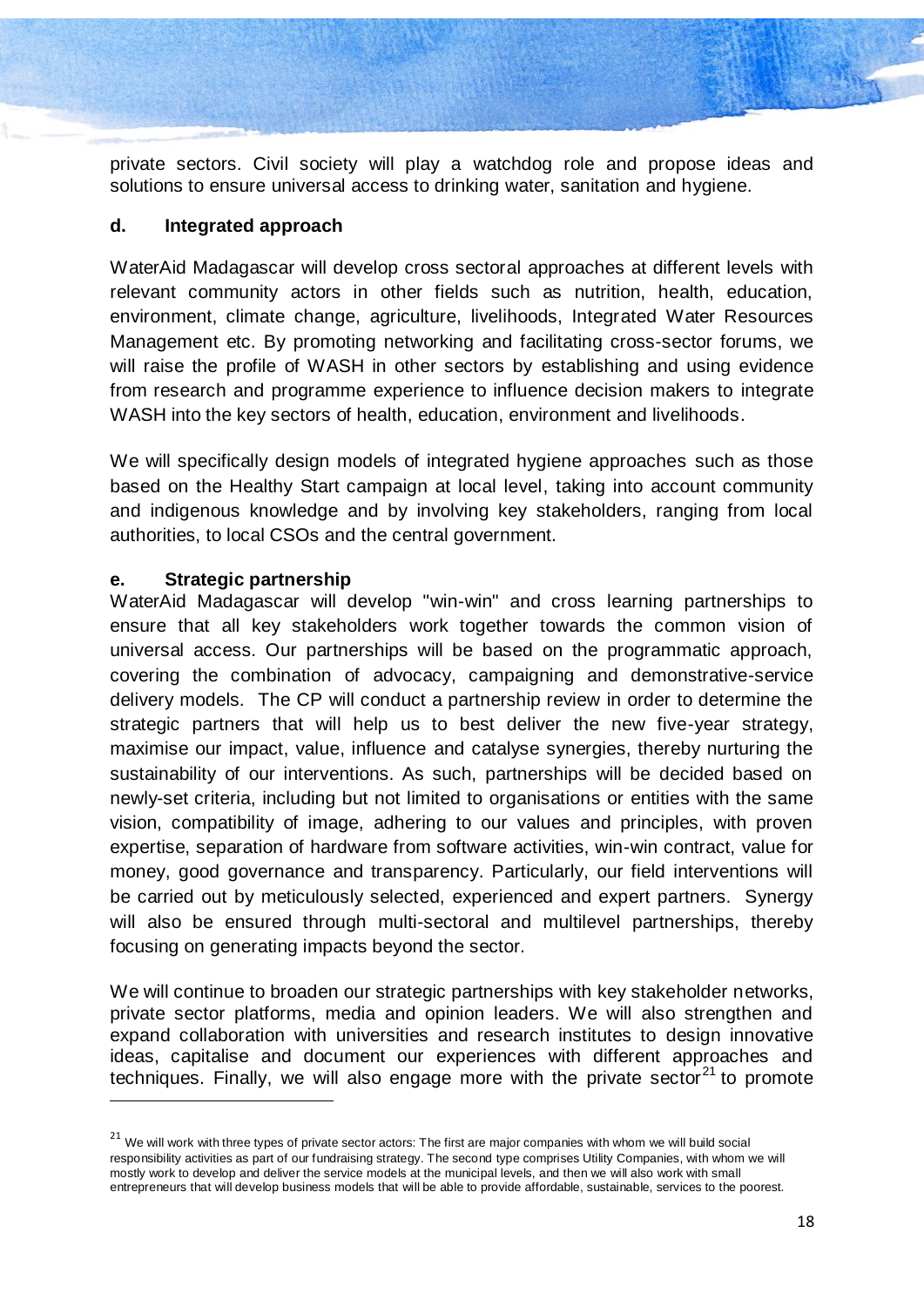private sectors. Civil society will play a watchdog role and propose ideas and solutions to ensure universal access to drinking water, sanitation and hygiene.

### d. Integrated approach

WaterAid Madagascar will develop cross sectoral approaches at different levels with relevant community actors in other fields such as nutrition, health, education, environment, climate change, agriculture, livelihoods, Integrated Water Resources Management etc. By promoting networking and facilitating cross-sector forums, we will raise the profile of WASH in other sectors by establishing and using evidence from research and programme experience to influence decision makers to integrate WASH into the key sectors of health, education, environment and livelihoods.

We will specifically design models of integrated hygiene approaches such as those based on the Healthy Start campaign at local level, taking into account community and indigenous knowledge and by involving key stakeholders, ranging from local authorities, to local CSOs and the central government.

### e. Strategic partnership

WaterAid Madagascar will develop "win-win" and cross learning partnerships to ensure that all key stakeholders work together towards the common vision of universal access. Our partnerships will be based on the programmatic approach, covering the combination of advocacy, campaigning and demonstrative-service delivery models. The CP will conduct a partnership review in order to determine the strategic partners that will help us to best deliver the new five-year strategy, maximise our impact, value, influence and catalyse synergies, thereby nurturing the sustainability of our interventions. As such, partnerships will be decided based on newly-set criteria, including but not limited to organisations or entities with the same vision, compatibility of image, adhering to our values and principles, with proven expertise, separation of hardware from software activities, win-win contract, value for money, good governance and transparency. Particularly, our field interventions will be carried out by meticulously selected, experienced and expert partners. Synergy will also be ensured through multi-sectoral and multilevel partnerships, thereby focusing on generating impacts beyond the sector.

We will continue to broaden our strategic partnerships with key stakeholder networks, private sector platforms, media and opinion leaders. We will also strengthen and expand collaboration with universities and research institutes to design innovative ideas, capitalise and document our experiences with different approaches and techniques. Finally, we will also engage more with the private sector[21] to promote

---

[21] We will work with three types of private sector actors: The first are major companies with whom we will build social responsibility activities as part of our fundraising strategy. The second type comprises Utility Companies, with whom we will mostly work to develop and deliver the service models at the municipal levels, and then we will also work with small entrepreneurs that will develop business models that will be able to provide affordable, sustainable, services to the poorest.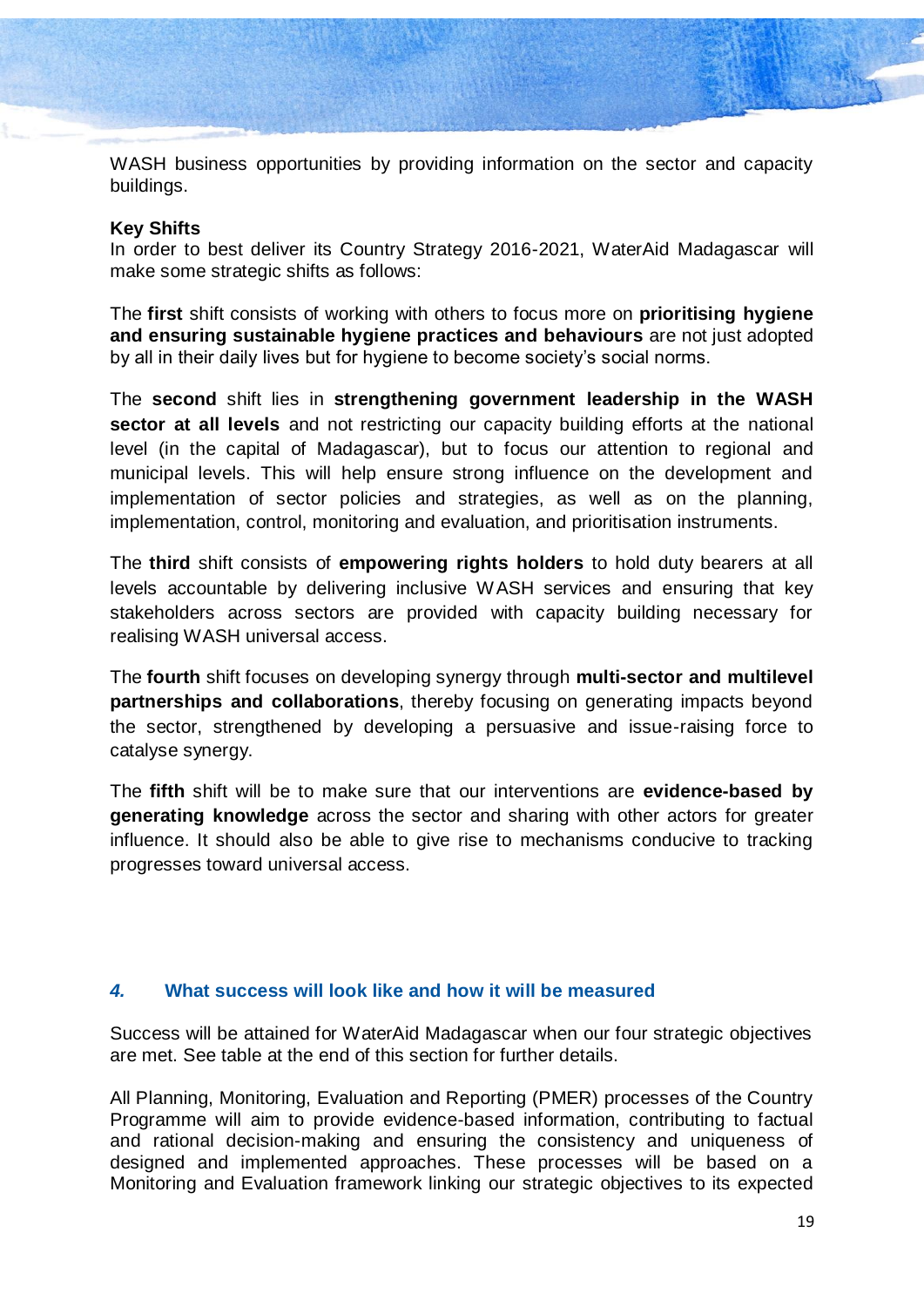WASH business opportunities by providing information on the sector and capacity buildings.

**Key Shifts**

In order to best deliver its Country Strategy 2016-2021, WaterAid Madagascar will make some strategic shifts as follows:

The **first** shift consists of working with others to focus more on **prioritising hygiene and ensuring sustainable hygiene practices and behaviours** are not just adopted by all in their daily lives but for hygiene to become society's social norms.

The **second** shift lies in **strengthening government leadership in the WASH sector at all levels** and not restricting our capacity building efforts at the national level (in the capital of Madagascar), but to focus our attention to regional and municipal levels. This will help ensure strong influence on the development and implementation of sector policies and strategies, as well as on the planning, implementation, control, monitoring and evaluation, and prioritisation instruments.

The **third** shift consists of **empowering rights holders** to hold duty bearers at all levels accountable by delivering inclusive WASH services and ensuring that key stakeholders across sectors are provided with capacity building necessary for realising WASH universal access.

The **fourth** shift focuses on developing synergy through **multi-sector and multilevel partnerships and collaborations**, thereby focusing on generating impacts beyond the sector, strengthened by developing a persuasive and issue-raising force to catalyse synergy.

The **fifth** shift will be to make sure that our interventions are **evidence-based by generating knowledge** across the sector and sharing with other actors for greater influence. It should also be able to give rise to mechanisms conducive to tracking progresses toward universal access.

## *4.* What success will look like and how it will be measured

Success will be attained for WaterAid Madagascar when our four strategic objectives are met. See table at the end of this section for further details.

All Planning, Monitoring, Evaluation and Reporting (PMER) processes of the Country Programme will aim to provide evidence-based information, contributing to factual and rational decision-making and ensuring the consistency and uniqueness of designed and implemented approaches. These processes will be based on a Monitoring and Evaluation framework linking our strategic objectives to its expected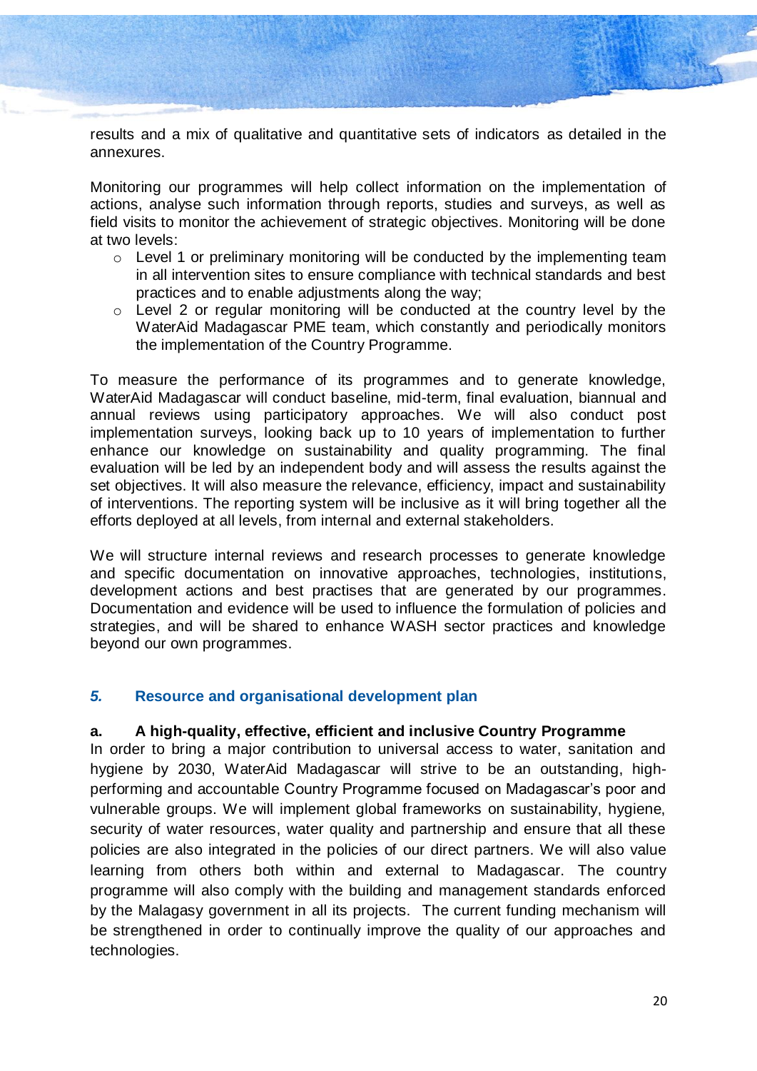results and a mix of qualitative and quantitative sets of indicators as detailed in the annexures.

Monitoring our programmes will help collect information on the implementation of actions, analyse such information through reports, studies and surveys, as well as field visits to monitor the achievement of strategic objectives. Monitoring will be done at two levels:

- Level 1 or preliminary monitoring will be conducted by the implementing team in all intervention sites to ensure compliance with technical standards and best practices and to enable adjustments along the way;
- Level 2 or regular monitoring will be conducted at the country level by the WaterAid Madagascar PME team, which constantly and periodically monitors the implementation of the Country Programme.

To measure the performance of its programmes and to generate knowledge, WaterAid Madagascar will conduct baseline, mid-term, final evaluation, biannual and annual reviews using participatory approaches. We will also conduct post implementation surveys, looking back up to 10 years of implementation to further enhance our knowledge on sustainability and quality programming. The final evaluation will be led by an independent body and will assess the results against the set objectives. It will also measure the relevance, efficiency, impact and sustainability of interventions. The reporting system will be inclusive as it will bring together all the efforts deployed at all levels, from internal and external stakeholders.

We will structure internal reviews and research processes to generate knowledge and specific documentation on innovative approaches, technologies, institutions, development actions and best practises that are generated by our programmes. Documentation and evidence will be used to influence the formulation of policies and strategies, and will be shared to enhance WASH sector practices and knowledge beyond our own programmes.

## *5.* Resource and organisational development plan

### a. A high-quality, effective, efficient and inclusive Country Programme

In order to bring a major contribution to universal access to water, sanitation and hygiene by 2030, WaterAid Madagascar will strive to be an outstanding, high-performing and accountable Country Programme focused on Madagascar's poor and vulnerable groups. We will implement global frameworks on sustainability, hygiene, security of water resources, water quality and partnership and ensure that all these policies are also integrated in the policies of our direct partners. We will also value learning from others both within and external to Madagascar. The country programme will also comply with the building and management standards enforced by the Malagasy government in all its projects. The current funding mechanism will be strengthened in order to continually improve the quality of our approaches and technologies.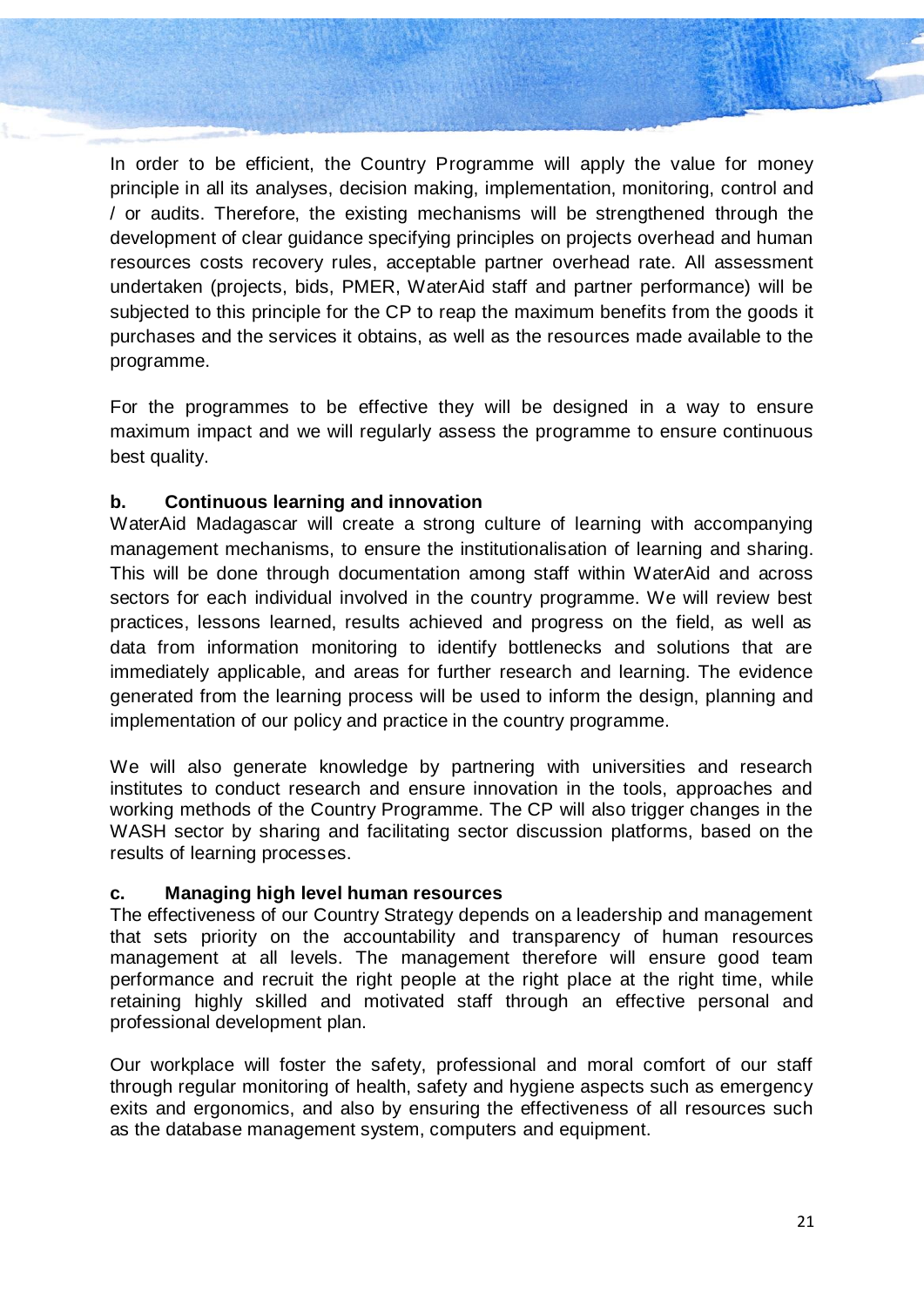In order to be efficient, the Country Programme will apply the value for money principle in all its analyses, decision making, implementation, monitoring, control and / or audits. Therefore, the existing mechanisms will be strengthened through the development of clear guidance specifying principles on projects overhead and human resources costs recovery rules, acceptable partner overhead rate. All assessment undertaken (projects, bids, PMER, WaterAid staff and partner performance) will be subjected to this principle for the CP to reap the maximum benefits from the goods it purchases and the services it obtains, as well as the resources made available to the programme.

For the programmes to be effective they will be designed in a way to ensure maximum impact and we will regularly assess the programme to ensure continuous best quality.

#### b. Continuous learning and innovation

WaterAid Madagascar will create a strong culture of learning with accompanying management mechanisms, to ensure the institutionalisation of learning and sharing. This will be done through documentation among staff within WaterAid and across sectors for each individual involved in the country programme. We will review best practices, lessons learned, results achieved and progress on the field, as well as data from information monitoring to identify bottlenecks and solutions that are immediately applicable, and areas for further research and learning. The evidence generated from the learning process will be used to inform the design, planning and implementation of our policy and practice in the country programme.

We will also generate knowledge by partnering with universities and research institutes to conduct research and ensure innovation in the tools, approaches and working methods of the Country Programme. The CP will also trigger changes in the WASH sector by sharing and facilitating sector discussion platforms, based on the results of learning processes.

#### c. Managing high level human resources

The effectiveness of our Country Strategy depends on a leadership and management that sets priority on the accountability and transparency of human resources management at all levels. The management therefore will ensure good team performance and recruit the right people at the right place at the right time, while retaining highly skilled and motivated staff through an effective personal and professional development plan.

Our workplace will foster the safety, professional and moral comfort of our staff through regular monitoring of health, safety and hygiene aspects such as emergency exits and ergonomics, and also by ensuring the effectiveness of all resources such as the database management system, computers and equipment.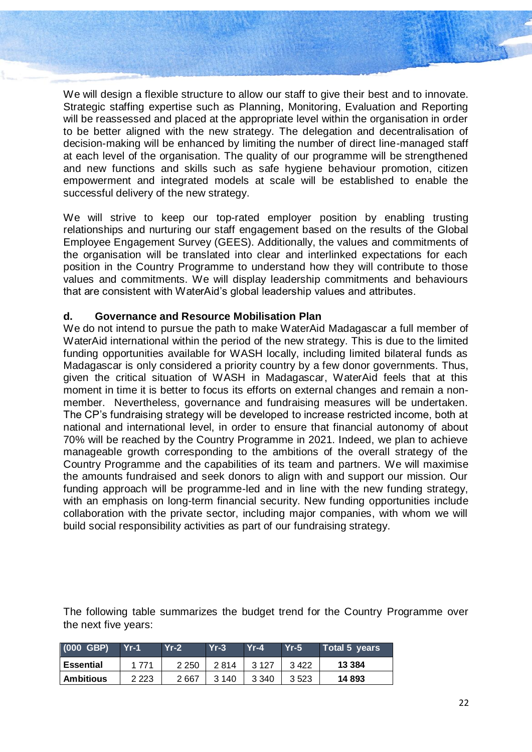We will design a flexible structure to allow our staff to give their best and to innovate. Strategic staffing expertise such as Planning, Monitoring, Evaluation and Reporting will be reassessed and placed at the appropriate level within the organisation in order to be better aligned with the new strategy. The delegation and decentralisation of decision-making will be enhanced by limiting the number of direct line-managed staff at each level of the organisation. The quality of our programme will be strengthened and new functions and skills such as safe hygiene behaviour promotion, citizen empowerment and integrated models at scale will be established to enable the successful delivery of the new strategy.

We will strive to keep our top-rated employer position by enabling trusting relationships and nurturing our staff engagement based on the results of the Global Employee Engagement Survey (GEES). Additionally, the values and commitments of the organisation will be translated into clear and interlinked expectations for each position in the Country Programme to understand how they will contribute to those values and commitments. We will display leadership commitments and behaviours that are consistent with WaterAid's global leadership values and attributes.

### d. Governance and Resource Mobilisation Plan

We do not intend to pursue the path to make WaterAid Madagascar a full member of WaterAid international within the period of the new strategy. This is due to the limited funding opportunities available for WASH locally, including limited bilateral funds as Madagascar is only considered a priority country by a few donor governments. Thus, given the critical situation of WASH in Madagascar, WaterAid feels that at this moment in time it is better to focus its efforts on external changes and remain a non-member. Nevertheless, governance and fundraising measures will be undertaken. The CP's fundraising strategy will be developed to increase restricted income, both at national and international level, in order to ensure that financial autonomy of about 70% will be reached by the Country Programme in 2021. Indeed, we plan to achieve manageable growth corresponding to the ambitions of the overall strategy of the Country Programme and the capabilities of its team and partners. We will maximise the amounts fundraised and seek donors to align with and support our mission. Our funding approach will be programme-led and in line with the new funding strategy, with an emphasis on long-term financial security. New funding opportunities include collaboration with the private sector, including major companies, with whom we will build social responsibility activities as part of our fundraising strategy.

The following table summarizes the budget trend for the Country Programme over the next five years:

| (000 GBP) | Yr-1 | Yr-2 | Yr-3 | Yr-4 | Yr-5 | Total 5 years |
|---|---|---|---|---|---|---|
| **Essential** | 1 771 | 2 250 | 2 814 | 3 127 | 3 422 | **13 384** |
| **Ambitious** | 2 223 | 2 667 | 3 140 | 3 340 | 3 523 | **14 893** |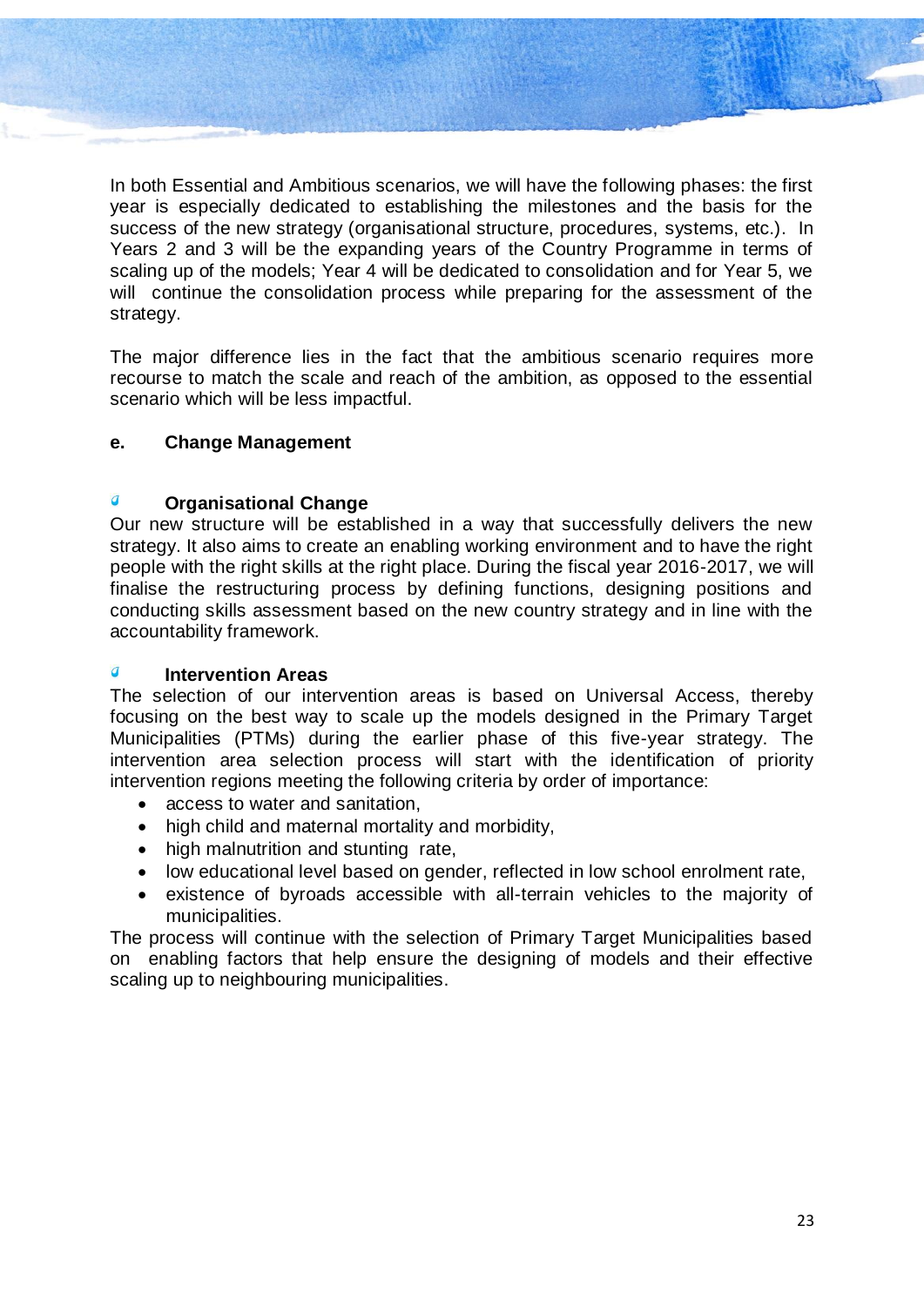In both Essential and Ambitious scenarios, we will have the following phases: the first year is especially dedicated to establishing the milestones and the basis for the success of the new strategy (organisational structure, procedures, systems, etc.). In Years 2 and 3 will be the expanding years of the Country Programme in terms of scaling up of the models; Year 4 will be dedicated to consolidation and for Year 5, we will continue the consolidation process while preparing for the assessment of the strategy.

The major difference lies in the fact that the ambitious scenario requires more recourse to match the scale and reach of the ambition, as opposed to the essential scenario which will be less impactful.

### e. Change Management

#### Organisational Change

Our new structure will be established in a way that successfully delivers the new strategy. It also aims to create an enabling working environment and to have the right people with the right skills at the right place. During the fiscal year 2016-2017, we will finalise the restructuring process by defining functions, designing positions and conducting skills assessment based on the new country strategy and in line with the accountability framework.

#### Intervention Areas

The selection of our intervention areas is based on Universal Access, thereby focusing on the best way to scale up the models designed in the Primary Target Municipalities (PTMs) during the earlier phase of this five-year strategy. The intervention area selection process will start with the identification of priority intervention regions meeting the following criteria by order of importance:

- access to water and sanitation,
- high child and maternal mortality and morbidity,
- high malnutrition and stunting rate,
- low educational level based on gender, reflected in low school enrolment rate,
- existence of byroads accessible with all-terrain vehicles to the majority of municipalities.

The process will continue with the selection of Primary Target Municipalities based on enabling factors that help ensure the designing of models and their effective scaling up to neighbouring municipalities.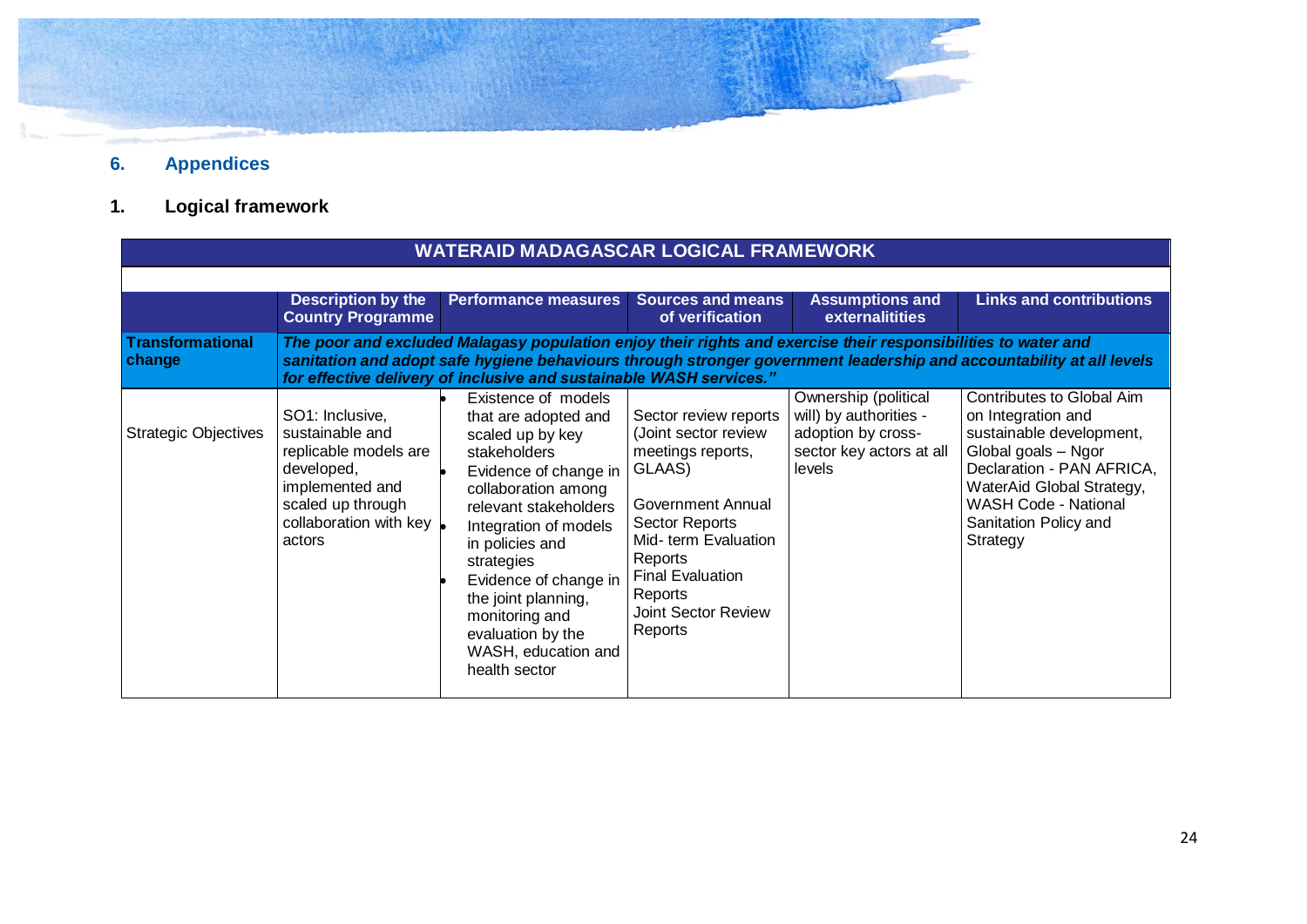## 6. Appendices

### 1. Logical framework

| WATERAID MADAGASCAR LOGICAL FRAMEWORK | | | | | |
|---|---|---|---|---|---|
| | **Description by the Country Programme** | **Performance measures** | **Sources and means of verification** | **Assumptions and externalitities** | **Links and contributions** |
| **Transformational change** | ***The poor and excluded Malagasy population enjoy their rights and exercise their responsibilities to water and sanitation and adopt safe hygiene behaviours through stronger government leadership and accountability at all levels for effective delivery of inclusive and sustainable WASH services."*** | | | | |
| Strategic Objectives | SO1: Inclusive, sustainable and replicable models are developed, implemented and scaled up through collaboration with key actors | • Existence of models that are adopted and scaled up by key stakeholders<br>• Evidence of change in collaboration among relevant stakeholders<br>• Integration of models in policies and strategies<br>• Evidence of change in the joint planning, monitoring and evaluation by the WASH, education and health sector | Sector review reports (Joint sector review meetings reports, GLAAS)<br><br>Government Annual Sector Reports<br>Mid- term Evaluation Reports<br>Final Evaluation Reports<br>Joint Sector Review Reports | Ownership (political will) by authorities - adoption by cross-sector key actors at all levels | Contributes to Global Aim on Integration and sustainable development, Global goals – Ngor Declaration - PAN AFRICA, WaterAid Global Strategy, WASH Code - National Sanitation Policy and Strategy |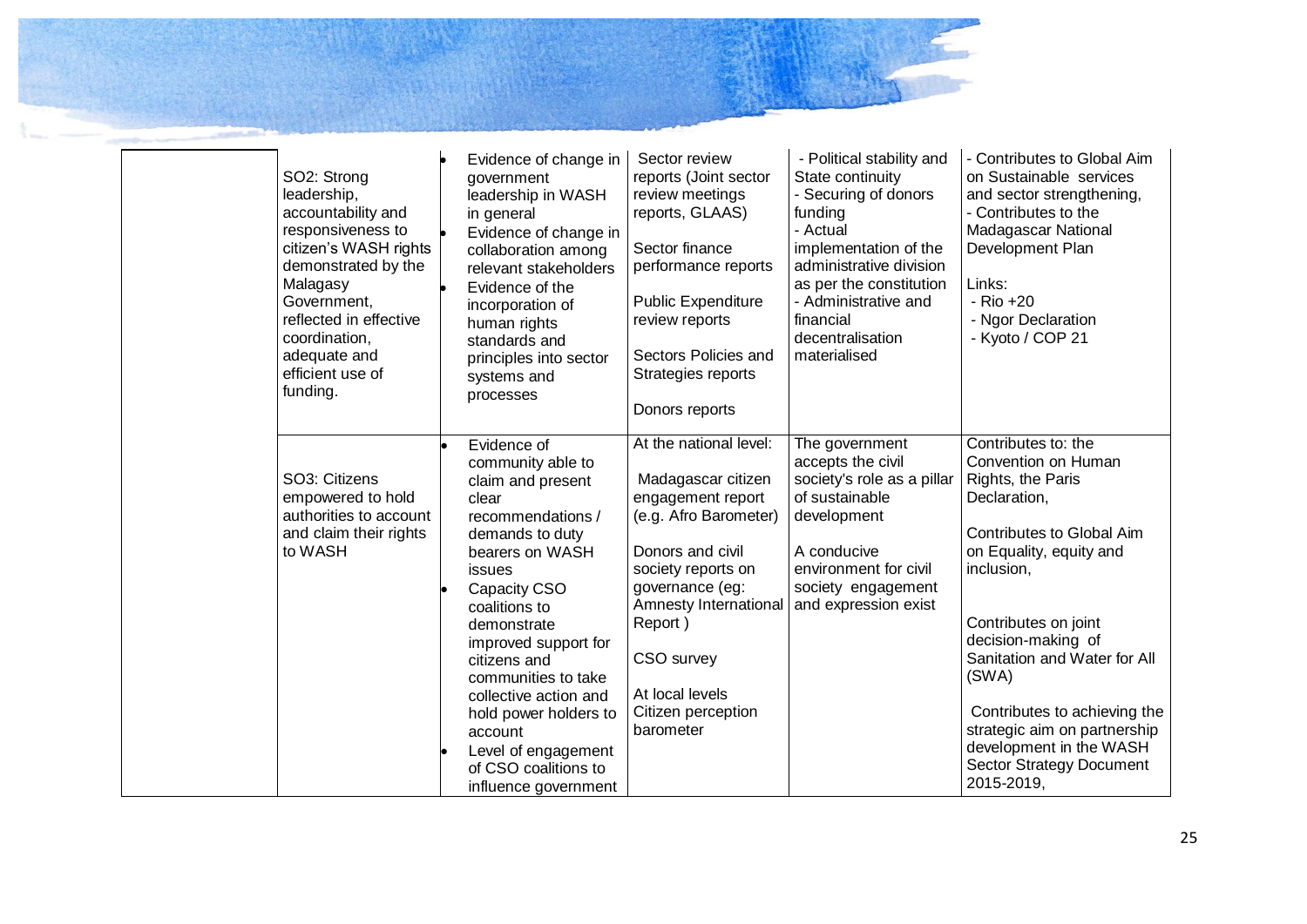| | | | | | |
|---|---|---|---|---|---|
| | SO2: Strong leadership, accountability and responsiveness to citizen's WASH rights demonstrated by the Malagasy Government, reflected in effective coordination, adequate and efficient use of funding. | • Evidence of change in government leadership in WASH in general<br>• Evidence of change in collaboration among relevant stakeholders<br>• Evidence of the incorporation of human rights standards and principles into sector systems and processes | Sector review reports (Joint sector review meetings reports, GLAAS)<br><br>Sector finance performance reports<br><br>Public Expenditure review reports<br><br>Sectors Policies and Strategies reports<br><br>Donors reports | - Political stability and State continuity<br>- Securing of donors funding<br>- Actual implementation of the administrative division as per the constitution<br>- Administrative and financial decentralisation materialised | - Contributes to Global Aim on Sustainable services and sector strengthening,<br>- Contributes to the Madagascar National Development Plan<br><br>Links:<br>- Rio +20<br>- Ngor Declaration<br>- Kyoto / COP 21 |
| | SO3: Citizens empowered to hold authorities to account and claim their rights to WASH | • Evidence of community able to claim and present clear recommendations / demands to duty bearers on WASH issues<br>• Capacity CSO coalitions to demonstrate improved support for citizens and communities to take collective action and hold power holders to account<br>• Level of engagement of CSO coalitions to influence government | At the national level:<br><br>Madagascar citizen engagement report (e.g. Afro Barometer)<br><br>Donors and civil society reports on governance (eg: Amnesty International Report )<br><br>CSO survey<br><br>At local levels Citizen perception barometer | The government accepts the civil society's role as a pillar of sustainable development<br><br>A conducive environment for civil society engagement and expression exist | Contributes to: the Convention on Human Rights, the Paris Declaration,<br><br>Contributes to Global Aim on Equality, equity and inclusion,<br><br>Contributes on joint decision-making of Sanitation and Water for All (SWA)<br><br>Contributes to achieving the strategic aim on partnership development in the WASH Sector Strategy Document 2015-2019, |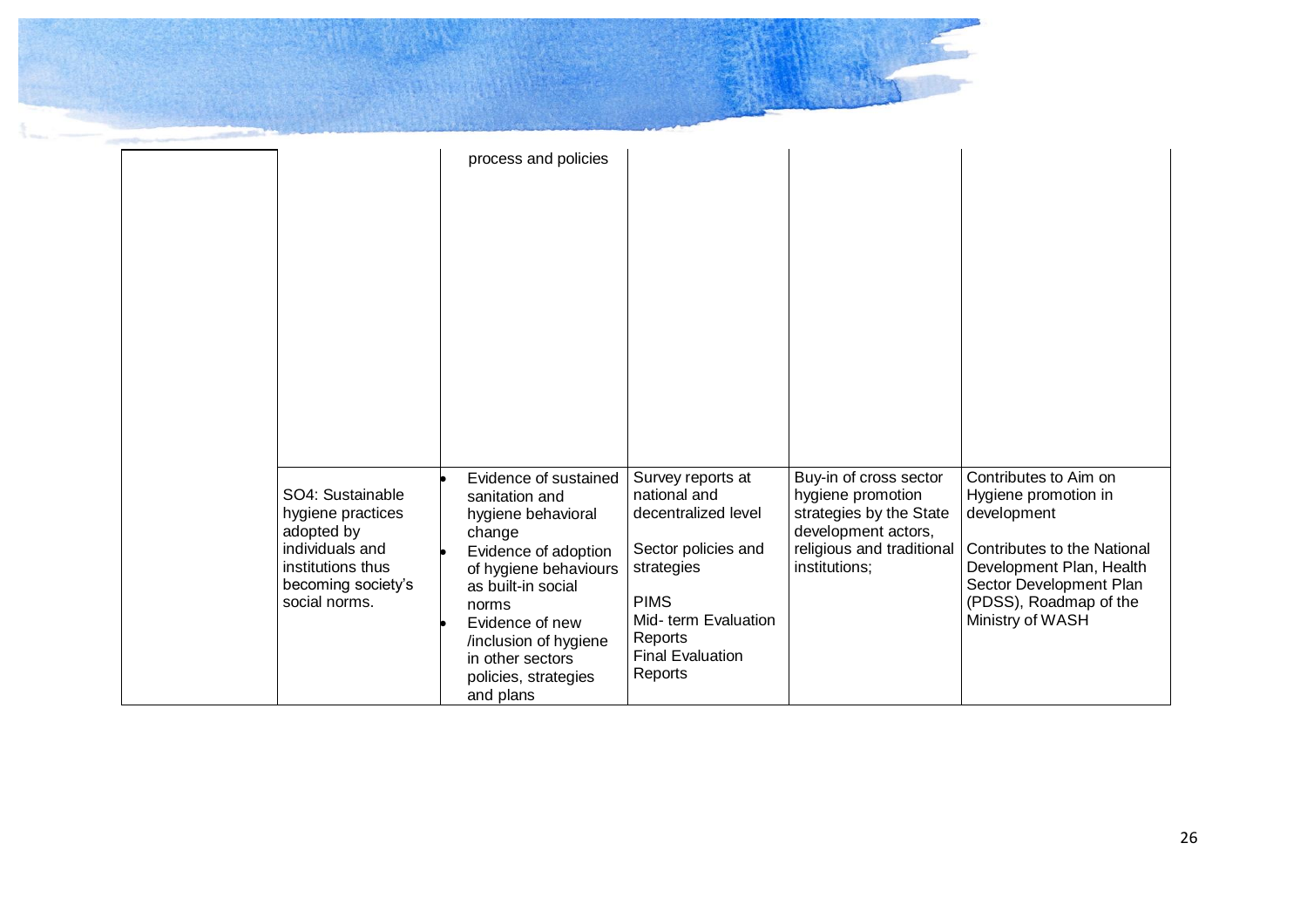|  |  |  |  |  |  |
|---|---|---|---|---|---|
|  |  | process and policies |  |  |  |
|  | SO4: Sustainable hygiene practices adopted by individuals and institutions thus becoming society's social norms. | • Evidence of sustained sanitation and hygiene behavioral change<br>• Evidence of adoption of hygiene behaviours as built-in social norms<br>• Evidence of new /inclusion of hygiene in other sectors policies, strategies and plans | Survey reports at national and decentralized level<br><br>Sector policies and strategies<br><br>PIMS<br>Mid- term Evaluation Reports<br>Final Evaluation Reports | Buy-in of cross sector hygiene promotion strategies by the State development actors, religious and traditional institutions; | Contributes to Aim on Hygiene promotion in development<br><br>Contributes to the National Development Plan, Health Sector Development Plan (PDSS), Roadmap of the Ministry of WASH |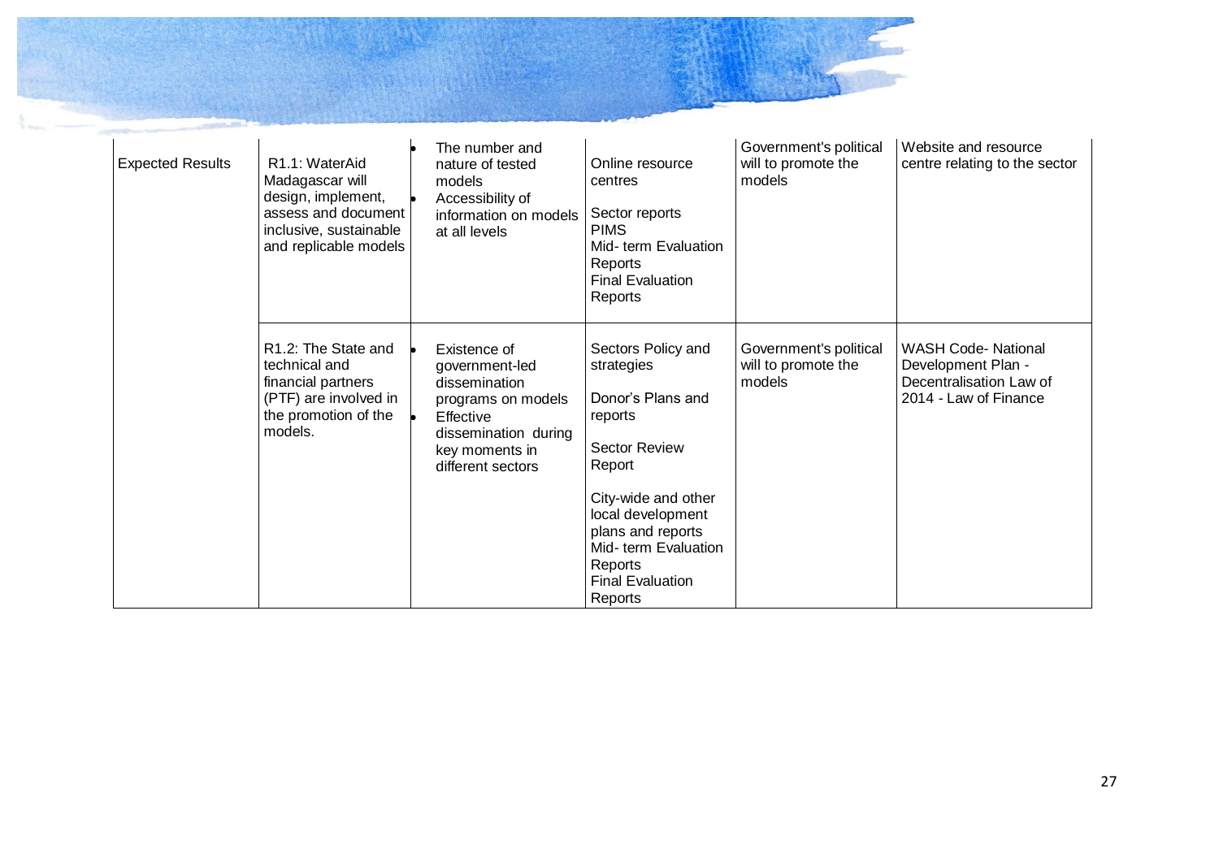| Expected Results | R1.1: WaterAid Madagascar will design, implement, assess and document inclusive, sustainable and replicable models | • The number and nature of tested models<br>• Accessibility of information on models at all levels | Online resource centres<br><br>Sector reports<br>PIMS<br>Mid- term Evaluation Reports<br>Final Evaluation Reports | Government's political will to promote the models | Website and resource centre relating to the sector |
|---|---|---|---|---|---|
| | R1.2: The State and technical and financial partners (PTF) are involved in the promotion of the models. | • Existence of government-led dissemination programs on models<br>• Effective dissemination during key moments in different sectors | Sectors Policy and strategies<br><br>Donor's Plans and reports<br><br>Sector Review Report<br><br>City-wide and other local development plans and reports<br>Mid- term Evaluation Reports<br>Final Evaluation Reports | Government's political will to promote the models | WASH Code- National Development Plan - Decentralisation Law of 2014 - Law of Finance |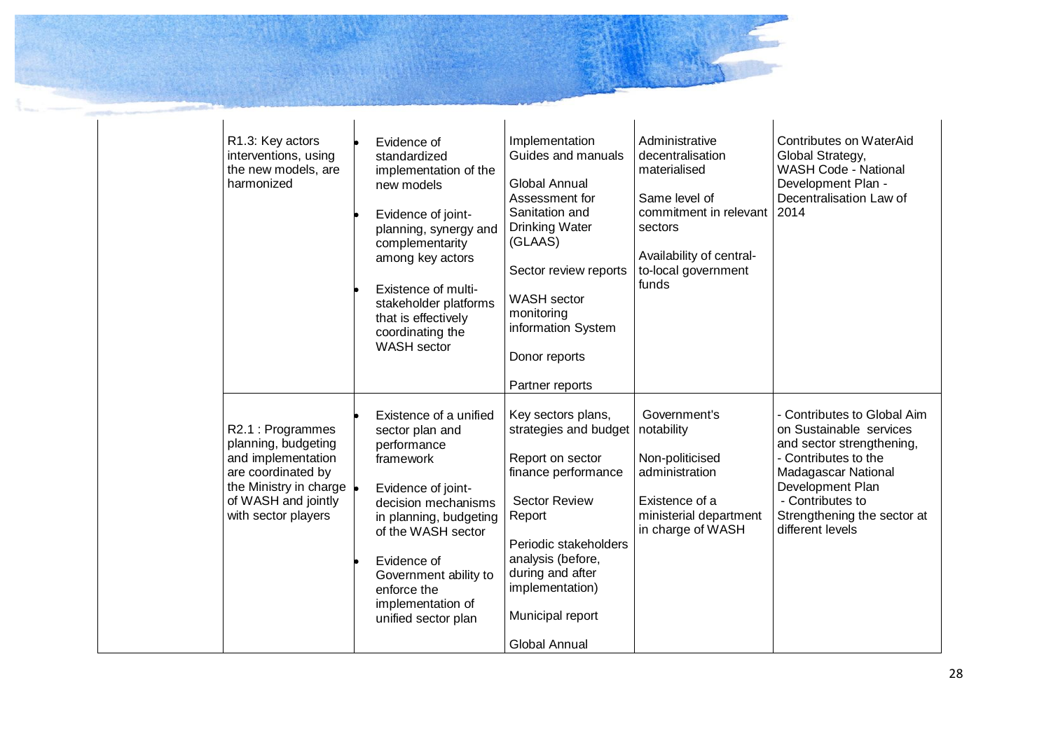| | | | | | |
|---|---|---|---|---|---|
| | R1.3: Key actors interventions, using the new models, are harmonized | • Evidence of standardized implementation of the new models<br><br>• Evidence of joint-planning, synergy and complementarity among key actors<br><br>• Existence of multi-stakeholder platforms that is effectively coordinating the WASH sector | Implementation Guides and manuals<br><br>Global Annual Assessment for Sanitation and Drinking Water (GLAAS)<br><br>Sector review reports<br><br>WASH sector monitoring information System<br><br>Donor reports<br><br>Partner reports | Administrative decentralisation materialised<br><br>Same level of commitment in relevant sectors<br><br>Availability of central-to-local government funds | Contributes on WaterAid Global Strategy, WASH Code - National Development Plan - Decentralisation Law of 2014 |
| | R2.1 : Programmes planning, budgeting and implementation are coordinated by the Ministry in charge of WASH and jointly with sector players | • Existence of a unified sector plan and performance framework<br><br>• Evidence of joint-decision mechanisms in planning, budgeting of the WASH sector<br><br>• Evidence of Government ability to enforce the implementation of unified sector plan | Key sectors plans, strategies and budget<br><br>Report on sector finance performance<br><br>Sector Review Report<br><br>Periodic stakeholders analysis (before, during and after implementation)<br><br>Municipal report<br><br>Global Annual | Government's notability<br><br>Non-politicised administration<br><br>Existence of a ministerial department in charge of WASH | - Contributes to Global Aim on Sustainable services and sector strengthening,<br>- Contributes to the Madagascar National Development Plan<br>- Contributes to Strengthening the sector at different levels |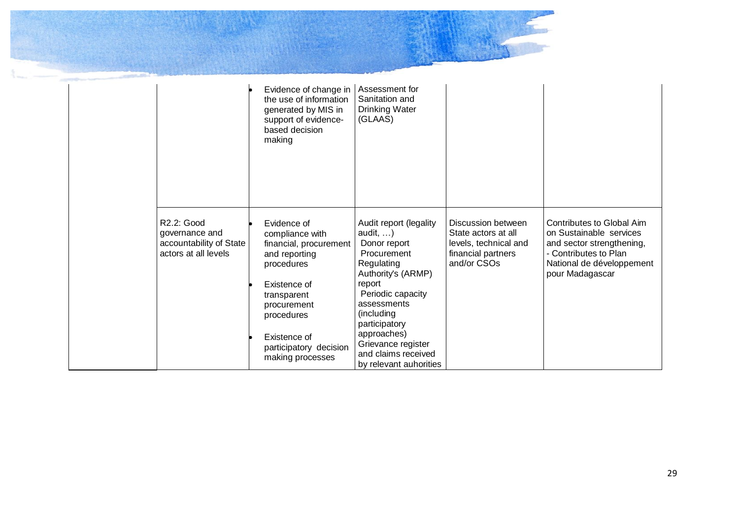| | | | | | |
|---|---|---|---|---|---|
| | | • Evidence of change in the use of information generated by MIS in support of evidence-based decision making | Assessment for Sanitation and Drinking Water (GLAAS) | | |
| | R2.2: Good governance and accountability of State actors at all levels | • Evidence of compliance with financial, procurement and reporting procedures<br>• Existence of transparent procurement procedures<br>• Existence of participatory decision making processes | Audit report (legality audit, …)<br>Donor report<br>Procurement Regulating Authority's (ARMP) report<br>Periodic capacity assessments (including participatory approaches)<br>Grievance register and claims received by relevant auhorities | Discussion between State actors at all levels, technical and financial partners and/or CSOs | Contributes to Global Aim on Sustainable services and sector strengthening,<br>- Contributes to Plan National de développement pour Madagascar |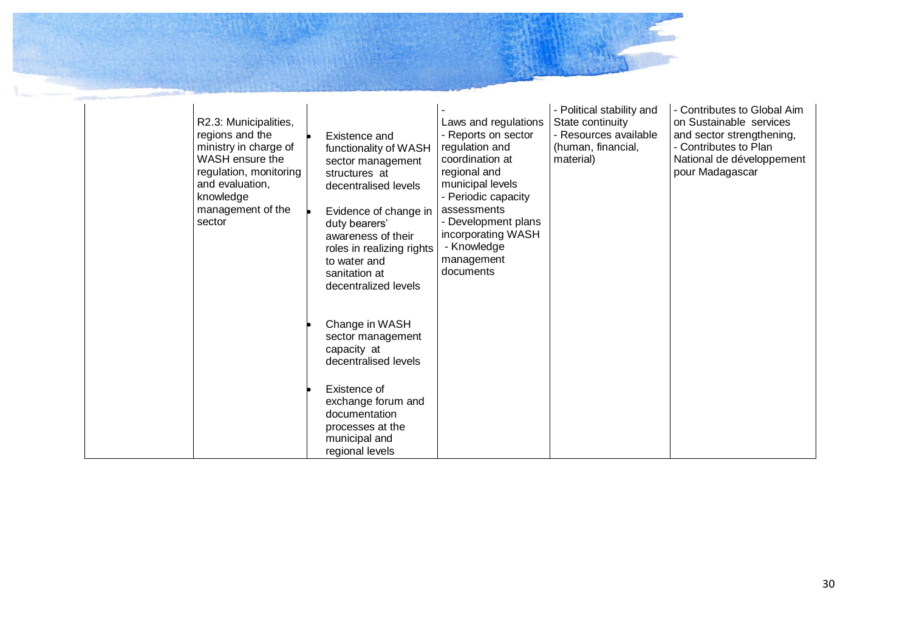| | | | | | |
|---|---|---|---|---|---|
| | R2.3: Municipalities, regions and the ministry in charge of WASH ensure the regulation, monitoring and evaluation, knowledge management of the sector | • Existence and functionality of WASH sector management structures at decentralised levels<br><br>• Evidence of change in duty bearers' awareness of their roles in realizing rights to water and sanitation at decentralized levels<br><br>• Change in WASH sector management capacity at decentralised levels<br><br>• Existence of exchange forum and documentation processes at the municipal and regional levels | - Laws and regulations<br>- Reports on sector regulation and coordination at regional and municipal levels<br>- Periodic capacity assessments<br>- Development plans incorporating WASH<br>- Knowledge management documents | - Political stability and State continuity<br>- Resources available (human, financial, material) | - Contributes to Global Aim on Sustainable services and sector strengthening,<br>- Contributes to Plan National de développement pour Madagascar |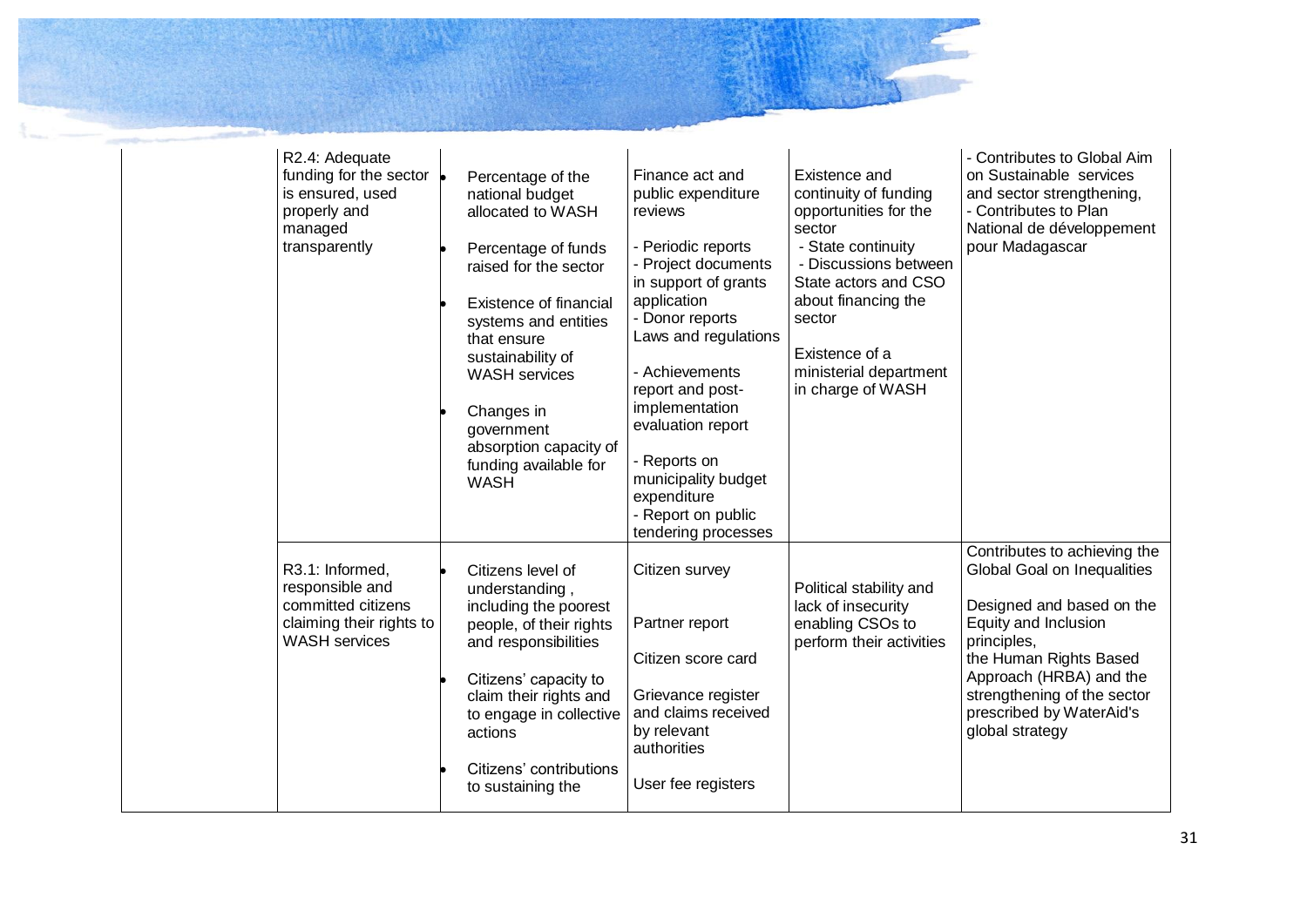| | | | | | |
|---|---|---|---|---|---|
| | R2.4: Adequate funding for the sector is ensured, used properly and managed transparently | • Percentage of the national budget allocated to WASH<br><br>• Percentage of funds raised for the sector<br><br>• Existence of financial systems and entities that ensure sustainability of WASH services<br><br>• Changes in government absorption capacity of funding available for WASH | Finance act and public expenditure reviews<br><br>- Periodic reports<br>- Project documents in support of grants application<br>- Donor reports<br>Laws and regulations<br><br>- Achievements report and post-implementation evaluation report<br><br>- Reports on municipality budget expenditure<br>- Report on public tendering processes | Existence and continuity of funding opportunities for the sector<br>- State continuity<br>- Discussions between State actors and CSO about financing the sector<br><br>Existence of a ministerial department in charge of WASH | - Contributes to Global Aim on Sustainable services and sector strengthening,<br>- Contributes to Plan National de développement pour Madagascar |
| | R3.1: Informed, responsible and committed citizens claiming their rights to WASH services | • Citizens level of understanding , including the poorest people, of their rights and responsibilities<br><br>• Citizens' capacity to claim their rights and to engage in collective actions<br><br>• Citizens' contributions to sustaining the | Citizen survey<br><br>Partner report<br><br>Citizen score card<br><br>Grievance register and claims received by relevant authorities<br><br>User fee registers | Political stability and lack of insecurity enabling CSOs to perform their activities | Contributes to achieving the Global Goal on Inequalities<br><br>Designed and based on the Equity and Inclusion principles,<br>the Human Rights Based Approach (HRBA) and the strengthening of the sector prescribed by WaterAid's global strategy |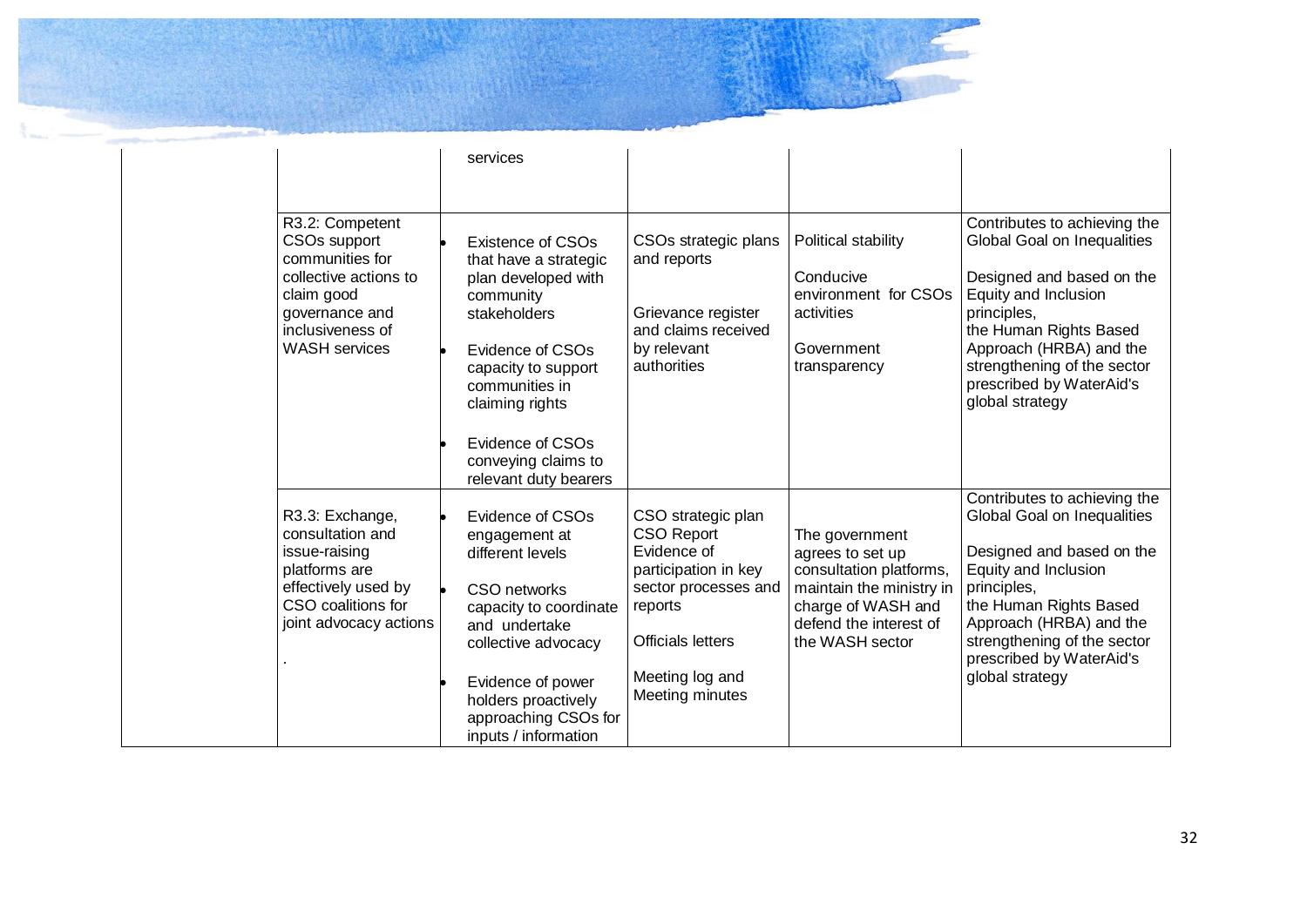| | | | | | |
|---|---|---|---|---|---|
| | | services | | | |
| | R3.2: Competent CSOs support communities for collective actions to claim good governance and inclusiveness of WASH services | • Existence of CSOs that have a strategic plan developed with community stakeholders<br>• Evidence of CSOs capacity to support communities in claiming rights<br>• Evidence of CSOs conveying claims to relevant duty bearers | CSOs strategic plans and reports<br><br>Grievance register and claims received by relevant authorities | Political stability<br><br>Conducive environment for CSOs activities<br><br>Government transparency | Contributes to achieving the Global Goal on Inequalities<br><br>Designed and based on the Equity and Inclusion principles, the Human Rights Based Approach (HRBA) and the strengthening of the sector prescribed by WaterAid's global strategy |
| | R3.3: Exchange, consultation and issue-raising platforms are effectively used by CSO coalitions for joint advocacy actions<br><br>. | • Evidence of CSOs engagement at different levels<br>• CSO networks capacity to coordinate and undertake collective advocacy<br>• Evidence of power holders proactively approaching CSOs for inputs / information | CSO strategic plan<br>CSO Report<br>Evidence of participation in key sector processes and reports<br><br>Officials letters<br><br>Meeting log and Meeting minutes | The government agrees to set up consultation platforms, maintain the ministry in charge of WASH and defend the interest of the WASH sector | Contributes to achieving the Global Goal on Inequalities<br><br>Designed and based on the Equity and Inclusion principles, the Human Rights Based Approach (HRBA) and the strengthening of the sector prescribed by WaterAid's global strategy |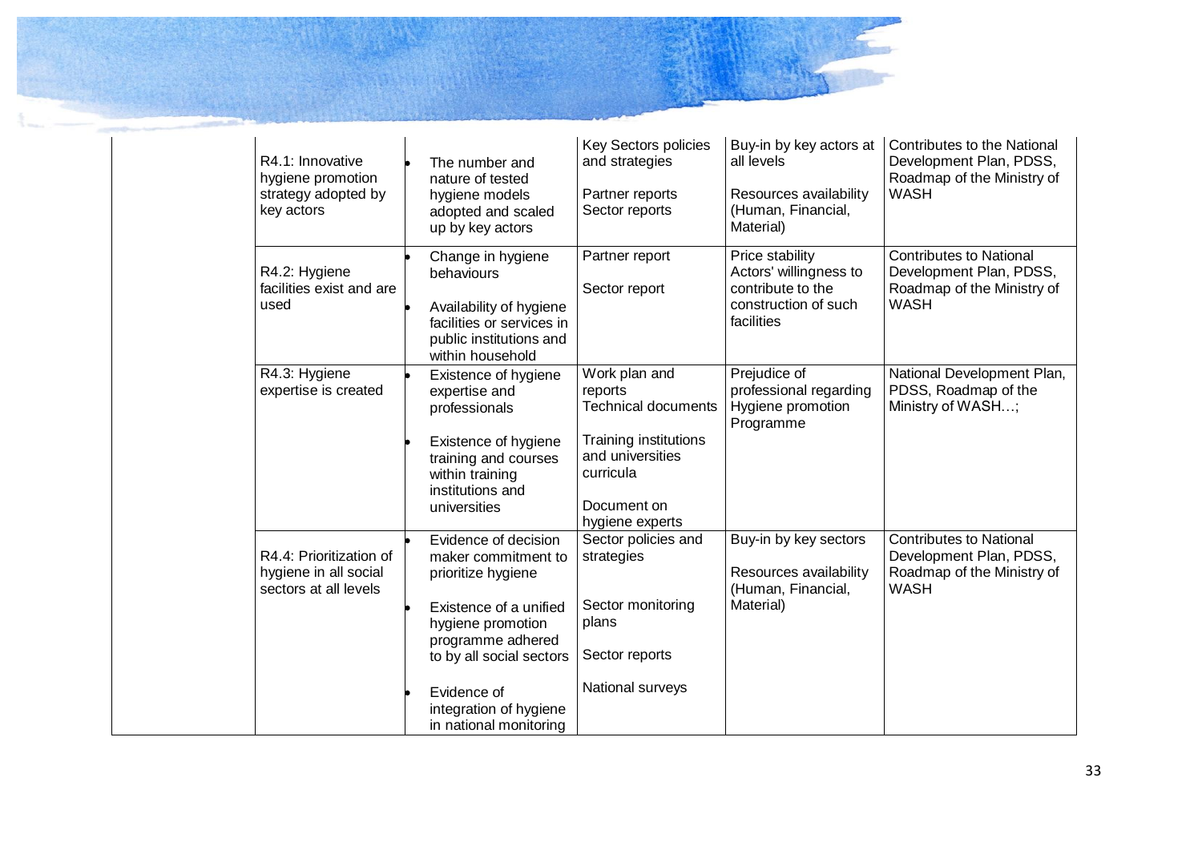| | | | | | |
|---|---|---|---|---|---|
| | R4.1: Innovative hygiene promotion strategy adopted by key actors | • The number and nature of tested hygiene models adopted and scaled up by key actors | Key Sectors policies and strategies<br><br>Partner reports<br>Sector reports | Buy-in by key actors at all levels<br><br>Resources availability (Human, Financial, Material) | Contributes to the National Development Plan, PDSS, Roadmap of the Ministry of WASH |
| | R4.2: Hygiene facilities exist and are used | • Change in hygiene behaviours<br><br>• Availability of hygiene facilities or services in public institutions and within household | Partner report<br><br>Sector report | Price stability<br>Actors' willingness to contribute to the construction of such facilities | Contributes to National Development Plan, PDSS, Roadmap of the Ministry of WASH |
| | R4.3: Hygiene expertise is created | • Existence of hygiene expertise and professionals<br><br>• Existence of hygiene training and courses within training institutions and universities | Work plan and reports<br>Technical documents<br><br>Training institutions and universities curricula<br><br>Document on hygiene experts | Prejudice of professional regarding Hygiene promotion Programme | National Development Plan, PDSS, Roadmap of the Ministry of WASH…; |
| | R4.4: Prioritization of hygiene in all social sectors at all levels | • Evidence of decision maker commitment to prioritize hygiene<br><br>• Existence of a unified hygiene promotion programme adhered to by all social sectors<br><br>• Evidence of integration of hygiene in national monitoring | Sector policies and strategies<br><br>Sector monitoring plans<br><br>Sector reports<br><br>National surveys | Buy-in by key sectors<br><br>Resources availability (Human, Financial, Material) | Contributes to National Development Plan, PDSS, Roadmap of the Ministry of WASH |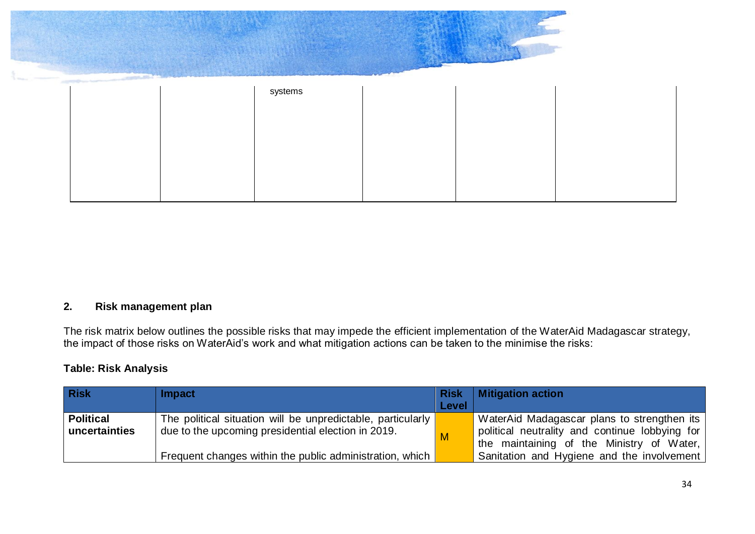| | | | | | |
|---|---|---|---|---|---|
| | | systems | | | |

## 2. Risk management plan

The risk matrix below outlines the possible risks that may impede the efficient implementation of the WaterAid Madagascar strategy, the impact of those risks on WaterAid's work and what mitigation actions can be taken to the minimise the risks:

**Table: Risk Analysis**

| Risk | Impact | Risk Level | Mitigation action |
|---|---|---|---|
| **Political uncertainties** | The political situation will be unpredictable, particularly due to the upcoming presidential election in 2019.<br><br>Frequent changes within the public administration, which | M | WaterAid Madagascar plans to strengthen its political neutrality and continue lobbying for the maintaining of the Ministry of Water, Sanitation and Hygiene and the involvement |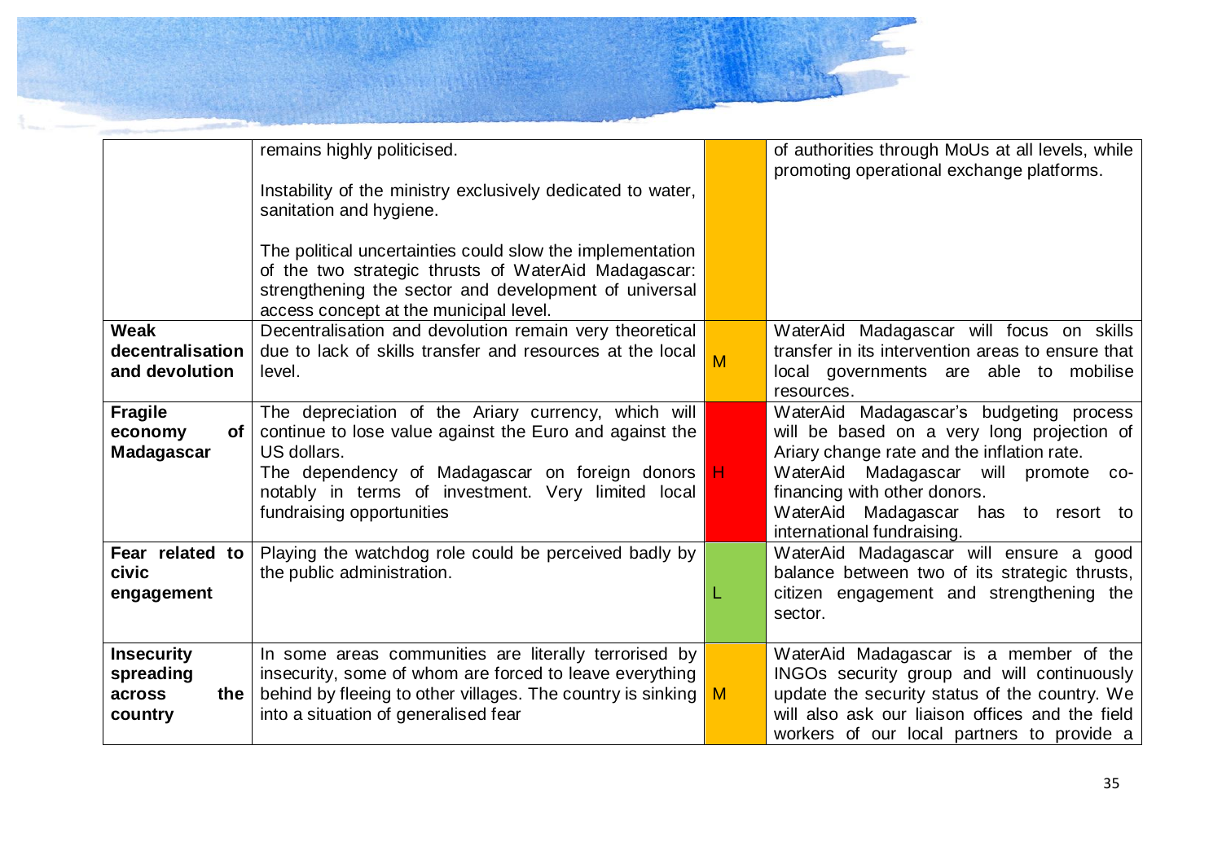| | | | |
|---|---|---|---|
| | remains highly politicised.<br><br>Instability of the ministry exclusively dedicated to water, sanitation and hygiene.<br><br>The political uncertainties could slow the implementation of the two strategic thrusts of WaterAid Madagascar: strengthening the sector and development of universal access concept at the municipal level. | | of authorities through MoUs at all levels, while promoting operational exchange platforms. |
| **Weak decentralisation and devolution** | Decentralisation and devolution remain very theoretical due to lack of skills transfer and resources at the local level. | M | WaterAid Madagascar will focus on skills transfer in its intervention areas to ensure that local governments are able to mobilise resources. |
| **Fragile economy of Madagascar** | The depreciation of the Ariary currency, which will continue to lose value against the Euro and against the US dollars.<br>The dependency of Madagascar on foreign donors notably in terms of investment. Very limited local fundraising opportunities | H | WaterAid Madagascar's budgeting process will be based on a very long projection of Ariary change rate and the inflation rate.<br>WaterAid Madagascar will promote co-financing with other donors.<br>WaterAid Madagascar has to resort to international fundraising. |
| **Fear related to civic engagement** | Playing the watchdog role could be perceived badly by the public administration. | L | WaterAid Madagascar will ensure a good balance between two of its strategic thrusts, citizen engagement and strengthening the sector. |
| **Insecurity spreading across the country** | In some areas communities are literally terrorised by insecurity, some of whom are forced to leave everything behind by fleeing to other villages. The country is sinking into a situation of generalised fear | M | WaterAid Madagascar is a member of the INGOs security group and will continuously update the security status of the country. We will also ask our liaison offices and the field workers of our local partners to provide a |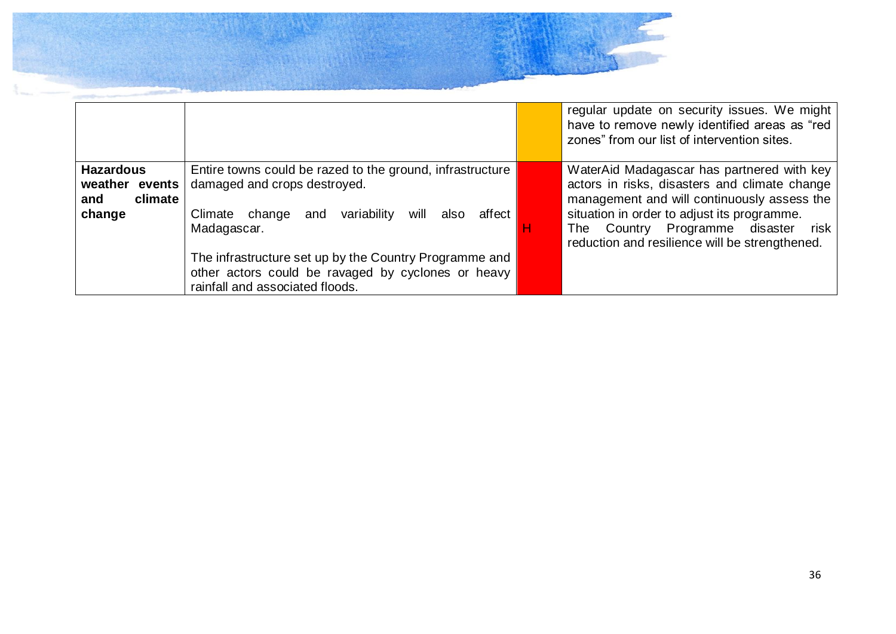| | | | |
|---|---|---|---|
| | | | regular update on security issues. We might have to remove newly identified areas as "red zones" from our list of intervention sites. |
| **Hazardous weather events and climate change** | Entire towns could be razed to the ground, infrastructure damaged and crops destroyed.<br><br>Climate change and variability will also affect Madagascar.<br><br>The infrastructure set up by the Country Programme and other actors could be ravaged by cyclones or heavy rainfall and associated floods. | H | WaterAid Madagascar has partnered with key actors in risks, disasters and climate change management and will continuously assess the situation in order to adjust its programme.<br>The Country Programme disaster risk reduction and resilience will be strengthened. |